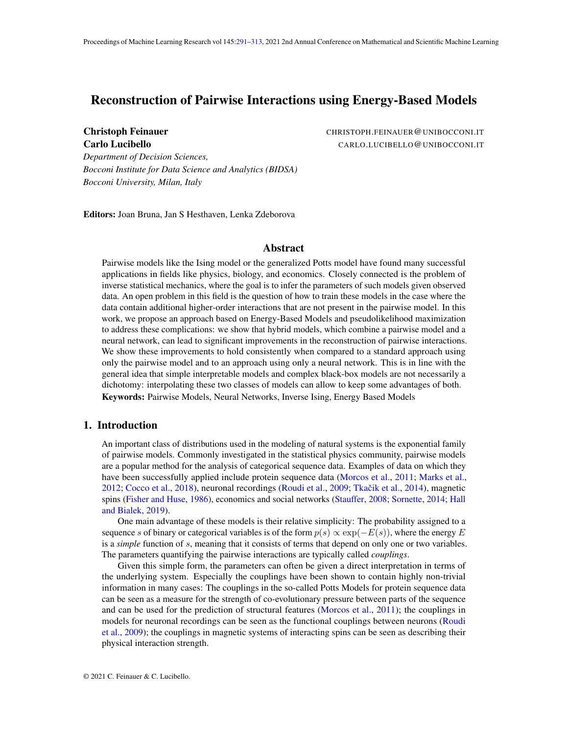# Reconstruction of Pairwise Interactions using Energy-Based Models

**Christoph Feinauer** CHRISTOPH.FEINAUER@UNIBOCCONI.IT
**Carlo Lucibello** CARLO.LUCIBELLO@UNIBOCCONI.IT

*Department of Decision Sciences,*
*Bocconi Institute for Data Science and Analytics (BIDSA)*
*Bocconi University, Milan, Italy*

**Editors:** Joan Bruna, Jan S Hesthaven, Lenka Zdeborova

## Abstract

Pairwise models like the Ising model or the generalized Potts model have found many successful applications in fields like physics, biology, and economics. Closely connected is the problem of inverse statistical mechanics, where the goal is to infer the parameters of such models given observed data. An open problem in this field is the question of how to train these models in the case where the data contain additional higher-order interactions that are not present in the pairwise model. In this work, we propose an approach based on Energy-Based Models and pseudolikelihood maximization to address these complications: we show that hybrid models, which combine a pairwise model and a neural network, can lead to significant improvements in the reconstruction of pairwise interactions. We show these improvements to hold consistently when compared to a standard approach using only the pairwise model and to an approach using only a neural network. This is in line with the general idea that simple interpretable models and complex black-box models are not necessarily a dichotomy: interpolating these two classes of models can allow to keep some advantages of both.

**Keywords:** Pairwise Models, Neural Networks, Inverse Ising, Energy Based Models

## 1. Introduction

An important class of distributions used in the modeling of natural systems is the exponential family of pairwise models. Commonly investigated in the statistical physics community, pairwise models are a popular method for the analysis of categorical sequence data. Examples of data on which they have been successfully applied include protein sequence data (Morcos et al., 2011; Marks et al., 2012; Cocco et al., 2018), neuronal recordings (Roudi et al., 2009; Tkačik et al., 2014), magnetic spins (Fisher and Huse, 1986), economics and social networks (Stauffer, 2008; Sornette, 2014; Hall and Bialek, 2019).

One main advantage of these models is their relative simplicity: The probability assigned to a sequence $s$ of binary or categorical variables is of the form $p(s) \propto \exp(-E(s))$, where the energy $E$ is a *simple* function of $s$, meaning that it consists of terms that depend on only one or two variables. The parameters quantifying the pairwise interactions are typically called *couplings*.

Given this simple form, the parameters can often be given a direct interpretation in terms of the underlying system. Especially the couplings have been shown to contain highly non-trivial information in many cases: The couplings in the so-called Potts Models for protein sequence data can be seen as a measure for the strength of co-evolutionary pressure between parts of the sequence and can be used for the prediction of structural features (Morcos et al., 2011); the couplings in models for neuronal recordings can be seen as the functional couplings between neurons (Roudi et al., 2009); the couplings in magnetic systems of interacting spins can be seen as describing their physical interaction strength.

© 2021 C. Feinauer & C. Lucibello.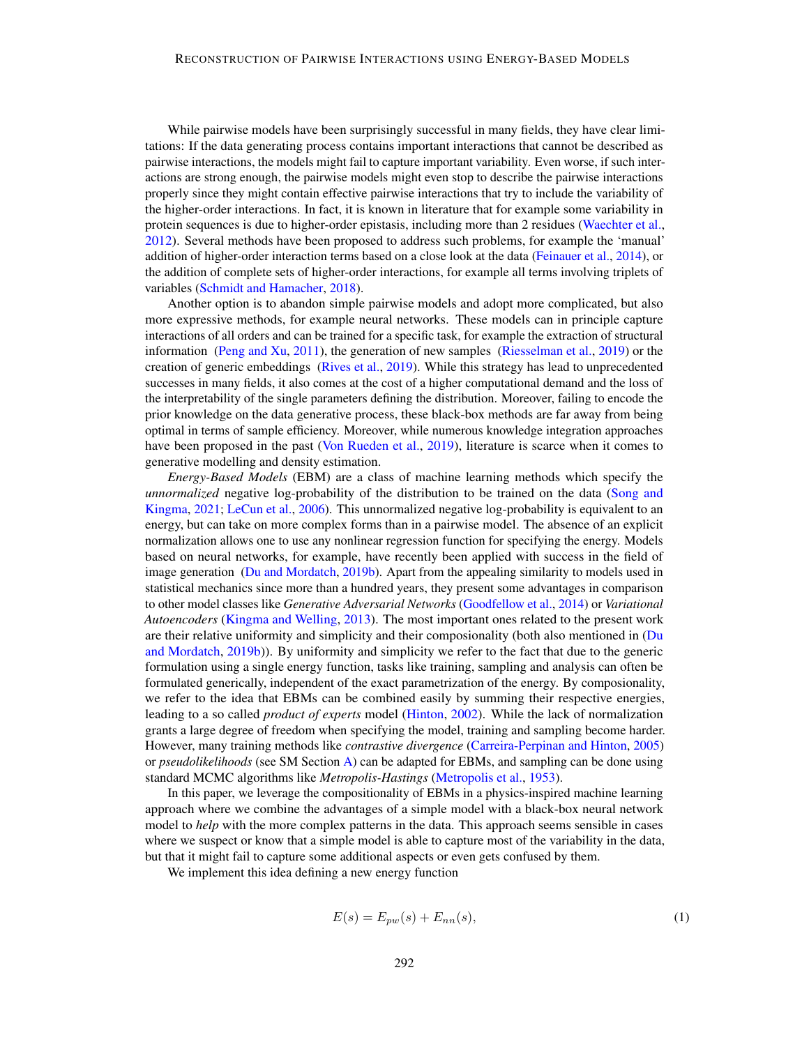While pairwise models have been surprisingly successful in many fields, they have clear limitations: If the data generating process contains important interactions that cannot be described as pairwise interactions, the models might fail to capture important variability. Even worse, if such interactions are strong enough, the pairwise models might even stop to describe the pairwise interactions properly since they might contain effective pairwise interactions that try to include the variability of the higher-order interactions. In fact, it is known in literature that for example some variability in protein sequences is due to higher-order epistasis, including more than 2 residues (Waechter et al., 2012). Several methods have been proposed to address such problems, for example the 'manual' addition of higher-order interaction terms based on a close look at the data (Feinauer et al., 2014), or the addition of complete sets of higher-order interactions, for example all terms involving triplets of variables (Schmidt and Hamacher, 2018).

Another option is to abandon simple pairwise models and adopt more complicated, but also more expressive methods, for example neural networks. These models can in principle capture interactions of all orders and can be trained for a specific task, for example the extraction of structural information (Peng and Xu, 2011), the generation of new samples (Riesselman et al., 2019) or the creation of generic embeddings (Rives et al., 2019). While this strategy has lead to unprecedented successes in many fields, it also comes at the cost of a higher computational demand and the loss of the interpretability of the single parameters defining the distribution. Moreover, failing to encode the prior knowledge on the data generative process, these black-box methods are far away from being optimal in terms of sample efficiency. Moreover, while numerous knowledge integration approaches have been proposed in the past (Von Rueden et al., 2019), literature is scarce when it comes to generative modelling and density estimation.

*Energy-Based Models* (EBM) are a class of machine learning methods which specify the *unnormalized* negative log-probability of the distribution to be trained on the data (Song and Kingma, 2021; LeCun et al., 2006). This unnormalized negative log-probability is equivalent to an energy, but can take on more complex forms than in a pairwise model. The absence of an explicit normalization allows one to use any nonlinear regression function for specifying the energy. Models based on neural networks, for example, have recently been applied with success in the field of image generation (Du and Mordatch, 2019b). Apart from the appealing similarity to models used in statistical mechanics since more than a hundred years, they present some advantages in comparison to other model classes like *Generative Adversarial Networks* (Goodfellow et al., 2014) or *Variational Autoencoders* (Kingma and Welling, 2013). The most important ones related to the present work are their relative uniformity and simplicity and their composionality (both also mentioned in (Du and Mordatch, 2019b)). By uniformity and simplicity we refer to the fact that due to the generic formulation using a single energy function, tasks like training, sampling and analysis can often be formulated generically, independent of the exact parametrization of the energy. By composionality, we refer to the idea that EBMs can be combined easily by summing their respective energies, leading to a so called *product of experts* model (Hinton, 2002). While the lack of normalization grants a large degree of freedom when specifying the model, training and sampling become harder. However, many training methods like *contrastive divergence* (Carreira-Perpinan and Hinton, 2005) or *pseudolikelihoods* (see SM Section A) can be adapted for EBMs, and sampling can be done using standard MCMC algorithms like *Metropolis-Hastings* (Metropolis et al., 1953).

In this paper, we leverage the compositionality of EBMs in a physics-inspired machine learning approach where we combine the advantages of a simple model with a black-box neural network model to *help* with the more complex patterns in the data. This approach seems sensible in cases where we suspect or know that a simple model is able to capture most of the variability in the data, but that it might fail to capture some additional aspects or even gets confused by them.

We implement this idea defining a new energy function

$$E(s) = E_{pw}(s) + E_{nn}(s), \tag{1}$$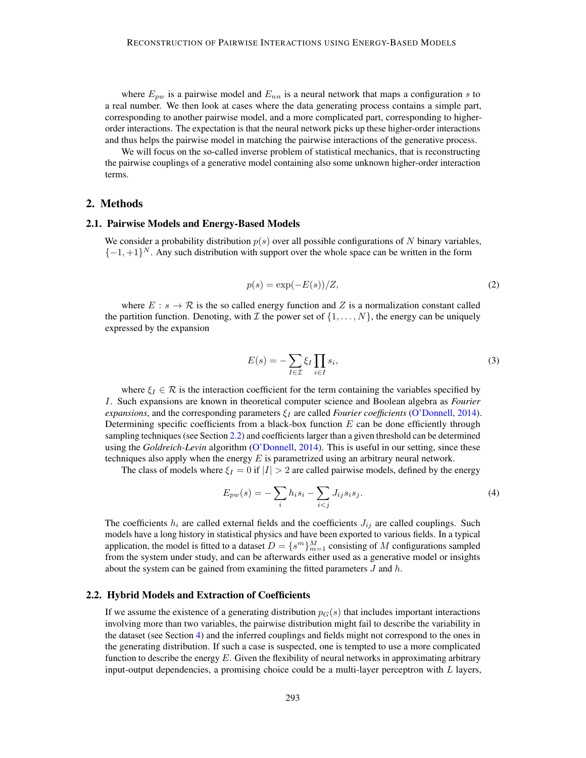where $E_{pw}$ is a pairwise model and $E_{nn}$ is a neural network that maps a configuration $s$ to a real number. We then look at cases where the data generating process contains a simple part, corresponding to another pairwise model, and a more complicated part, corresponding to higher-order interactions. The expectation is that the neural network picks up these higher-order interactions and thus helps the pairwise model in matching the pairwise interactions of the generative process.

We will focus on the so-called inverse problem of statistical mechanics, that is reconstructing the pairwise couplings of a generative model containing also some unknown higher-order interaction terms.

## 2. Methods

### 2.1. Pairwise Models and Energy-Based Models

We consider a probability distribution $p(s)$ over all possible configurations of $N$ binary variables, $\{-1, +1\}^N$. Any such distribution with support over the whole space can be written in the form

$$p(s) = \exp(-E(s))/Z, \tag{2}$$

where $E : s \to \mathcal{R}$ is the so called energy function and $Z$ is a normalization constant called the partition function. Denoting, with $\mathcal{I}$ the power set of $\{1, \dots, N\}$, the energy can be uniquely expressed by the expansion

$$E(s) = -\sum_{I \in \mathcal{I}} \xi_I \prod_{i \in I} s_i, \tag{3}$$

where $\xi_I \in \mathcal{R}$ is the interaction coefficient for the term containing the variables specified by $I$. Such expansions are known in theoretical computer science and Boolean algebra as *Fourier expansions*, and the corresponding parameters $\xi_I$ are called *Fourier coefficients* (O'Donnell, 2014). Determining specific coefficients from a black-box function $E$ can be done efficiently through sampling techniques (see Section 2.2) and coefficients larger than a given threshold can be determined using the *Goldreich-Levin* algorithm (O'Donnell, 2014). This is useful in our setting, since these techniques also apply when the energy $E$ is parametrized using an arbitrary neural network.

The class of models where $\xi_I = 0$ if $|I| > 2$ are called pairwise models, defined by the energy

$$E_{pw}(s) = -\sum_i h_i s_i - \sum_{i<j} J_{ij} s_i s_j. \tag{4}$$

The coefficients $h_i$ are called external fields and the coefficients $J_{ij}$ are called couplings. Such models have a long history in statistical physics and have been exported to various fields. In a typical application, the model is fitted to a dataset $D = \{s^m\}_{m=1}^M$ consisting of $M$ configurations sampled from the system under study, and can be afterwards either used as a generative model or insights about the system can be gained from examining the fitted parameters $J$ and $h$.

### 2.2. Hybrid Models and Extraction of Coefficients

If we assume the existence of a generating distribution $p_G(s)$ that includes important interactions involving more than two variables, the pairwise distribution might fail to describe the variability in the dataset (see Section 4) and the inferred couplings and fields might not correspond to the ones in the generating distribution. If such a case is suspected, one is tempted to use a more complicated function to describe the energy $E$. Given the flexibility of neural networks in approximating arbitrary input-output dependencies, a promising choice could be a multi-layer perceptron with $L$ layers,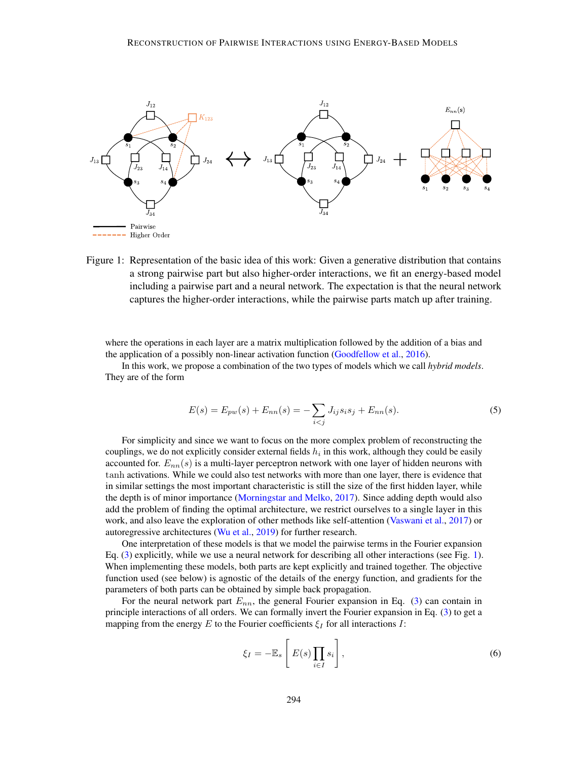Figure 1: Representation of the basic idea of this work: Given a generative distribution that contains a strong pairwise part but also higher-order interactions, we fit an energy-based model including a pairwise part and a neural network. The expectation is that the neural network captures the higher-order interactions, while the pairwise parts match up after training.

where the operations in each layer are a matrix multiplication followed by the addition of a bias and the application of a possibly non-linear activation function (Goodfellow et al., 2016).

In this work, we propose a combination of the two types of models which we call *hybrid models*. They are of the form

$$E(s) = E_{pw}(s) + E_{nn}(s) = -\sum_{i<j} J_{ij} s_i s_j + E_{nn}(s). \tag{5}$$

For simplicity and since we want to focus on the more complex problem of reconstructing the couplings, we do not explicitly consider external fields $h_i$ in this work, although they could be easily accounted for. $E_{nn}(s)$ is a multi-layer perceptron network with one layer of hidden neurons with $\tanh$ activations. While we could also test networks with more than one layer, there is evidence that in similar settings the most important characteristic is still the size of the first hidden layer, while the depth is of minor importance (Morningstar and Melko, 2017). Since adding depth would also add the problem of finding the optimal architecture, we restrict ourselves to a single layer in this work, and also leave the exploration of other methods like self-attention (Vaswani et al., 2017) or autoregressive architectures (Wu et al., 2019) for further research.

One interpretation of these models is that we model the pairwise terms in the Fourier expansion Eq. (3) explicitly, while we use a neural network for describing all other interactions (see Fig. 1). When implementing these models, both parts are kept explicitly and trained together. The objective function used (see below) is agnostic of the details of the energy function, and gradients for the parameters of both parts can be obtained by simple back propagation.

For the neural network part $E_{nn}$, the general Fourier expansion in Eq. (3) can contain in principle interactions of all orders. We can formally invert the Fourier expansion in Eq. (3) to get a mapping from the energy $E$ to the Fourier coefficients $\xi_I$ for all interactions $I$:

$$\xi_I = -\mathbb{E}_s \left[ E(s) \prod_{i \in I} s_i \right], \tag{6}$$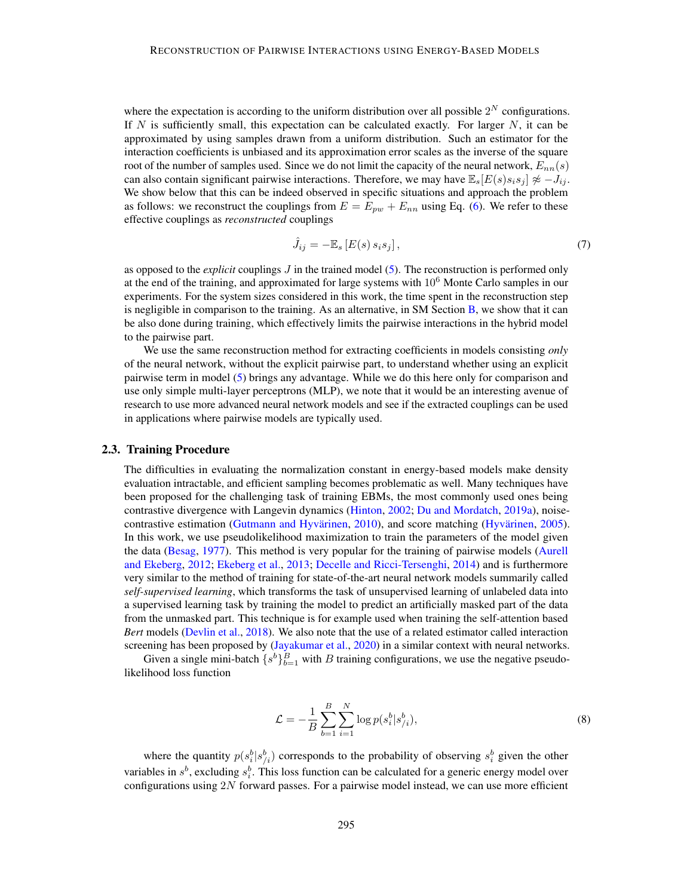where the expectation is according to the uniform distribution over all possible $2^N$ configurations. If $N$ is sufficiently small, this expectation can be calculated exactly. For larger $N$, it can be approximated by using samples drawn from a uniform distribution. Such an estimator for the interaction coefficients is unbiased and its approximation error scales as the inverse of the square root of the number of samples used. Since we do not limit the capacity of the neural network, $E_{nn}(s)$ can also contain significant pairwise interactions. Therefore, we may have $\mathbb{E}_s[E(s)s_is_j] \not\approx -J_{ij}$. We show below that this can be indeed observed in specific situations and approach the problem as follows: we reconstruct the couplings from $E = E_{pw} + E_{nn}$ using Eq. (6). We refer to these effective couplings as *reconstructed* couplings

$$\hat{J}_{ij} = -\mathbb{E}_s \left[ E(s) \, s_i s_j \right], \tag{7}$$

as opposed to the *explicit* couplings $J$ in the trained model (5). The reconstruction is performed only at the end of the training, and approximated for large systems with $10^6$ Monte Carlo samples in our experiments. For the system sizes considered in this work, the time spent in the reconstruction step is negligible in comparison to the training. As an alternative, in SM Section B, we show that it can be also done during training, which effectively limits the pairwise interactions in the hybrid model to the pairwise part.

We use the same reconstruction method for extracting coefficients in models consisting *only* of the neural network, without the explicit pairwise part, to understand whether using an explicit pairwise term in model (5) brings any advantage. While we do this here only for comparison and use only simple multi-layer perceptrons (MLP), we note that it would be an interesting avenue of research to use more advanced neural network models and see if the extracted couplings can be used in applications where pairwise models are typically used.

### 2.3. Training Procedure

The difficulties in evaluating the normalization constant in energy-based models make density evaluation intractable, and efficient sampling becomes problematic as well. Many techniques have been proposed for the challenging task of training EBMs, the most commonly used ones being contrastive divergence with Langevin dynamics (Hinton, 2002; Du and Mordatch, 2019a), noise-contrastive estimation (Gutmann and Hyvärinen, 2010), and score matching (Hyvärinen, 2005). In this work, we use pseudolikelihood maximization to train the parameters of the model given the data (Besag, 1977). This method is very popular for the training of pairwise models (Aurell and Ekeberg, 2012; Ekeberg et al., 2013; Decelle and Ricci-Tersenghi, 2014) and is furthermore very similar to the method of training for state-of-the-art neural network models summarily called *self-supervised learning*, which transforms the task of unsupervised learning of unlabeled data into a supervised learning task by training the model to predict an artificially masked part of the data from the unmasked part. This technique is for example used when training the self-attention based *Bert* models (Devlin et al., 2018). We also note that the use of a related estimator called interaction screening has been proposed by (Jayakumar et al., 2020) in a similar context with neural networks.

Given a single mini-batch $\{s^b\}_{b=1}^B$ with $B$ training configurations, we use the negative pseudo-likelihood loss function

$$\mathcal{L} = -\frac{1}{B} \sum_{b=1}^{B} \sum_{i=1}^{N} \log p(s_i^b | s_{/i}^b), \tag{8}$$

where the quantity $p(s_i^b|s_{/i}^b)$ corresponds to the probability of observing $s_i^b$ given the other variables in $s^b$, excluding $s_i^b$. This loss function can be calculated for a generic energy model over configurations using $2N$ forward passes. For a pairwise model instead, we can use more efficient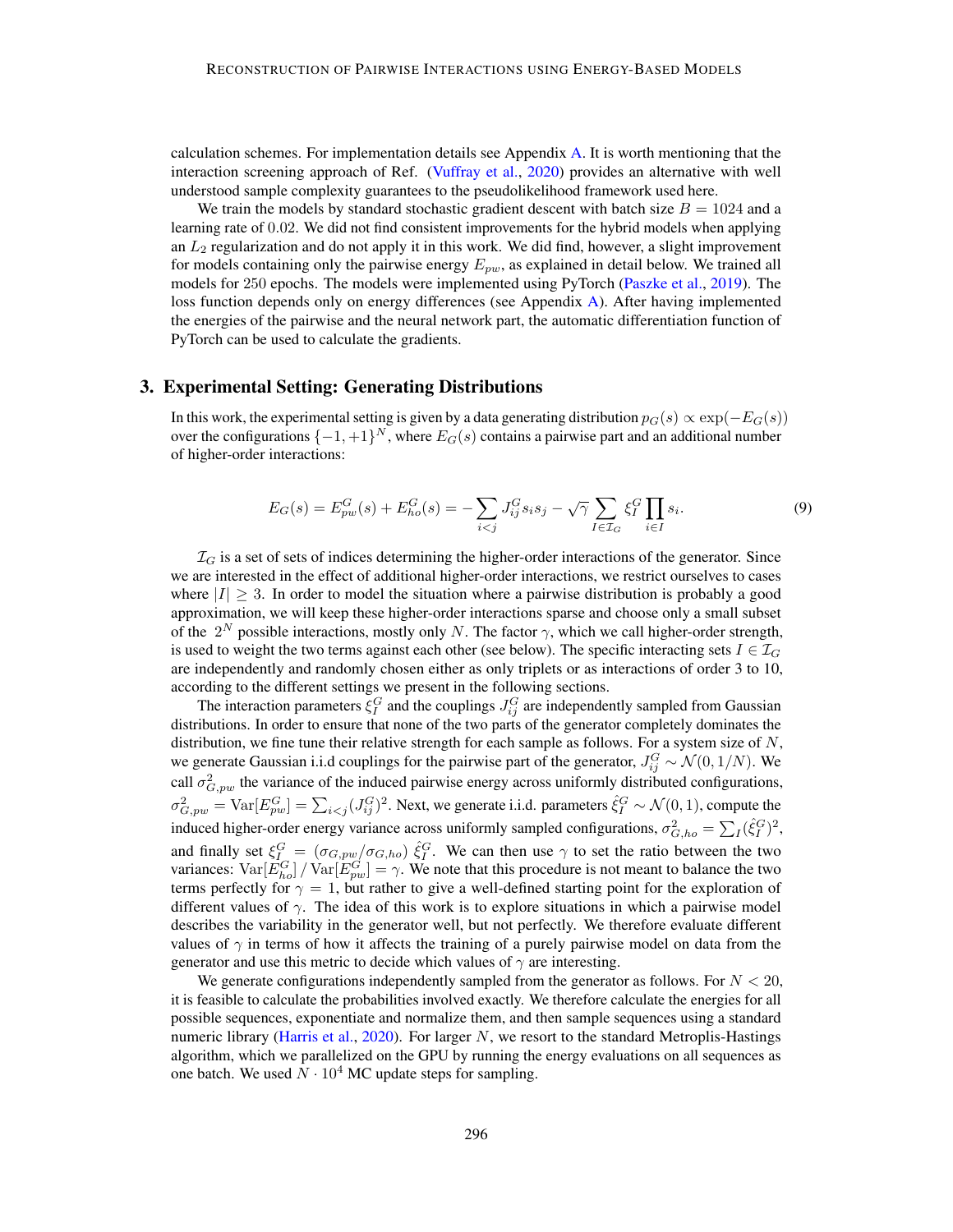calculation schemes. For implementation details see Appendix A. It is worth mentioning that the interaction screening approach of Ref. (Vuffray et al., 2020) provides an alternative with well understood sample complexity guarantees to the pseudolikelihood framework used here.

We train the models by standard stochastic gradient descent with batch size $B = 1024$ and a learning rate of $0.02$. We did not find consistent improvements for the hybrid models when applying an $L_2$ regularization and do not apply it in this work. We did find, however, a slight improvement for models containing only the pairwise energy $E_{pw}$, as explained in detail below. We trained all models for 250 epochs. The models were implemented using PyTorch (Paszke et al., 2019). The loss function depends only on energy differences (see Appendix A). After having implemented the energies of the pairwise and the neural network part, the automatic differentiation function of PyTorch can be used to calculate the gradients.

## 3. Experimental Setting: Generating Distributions

In this work, the experimental setting is given by a data generating distribution $p_G(s) \propto \exp(-E_G(s))$ over the configurations $\{-1, +1\}^N$, where $E_G(s)$ contains a pairwise part and an additional number of higher-order interactions:

$$E_G(s) = E_{pw}^G(s) + E_{ho}^G(s) = -\sum_{i<j} J_{ij}^G s_i s_j - \sqrt{\gamma} \sum_{I \in \mathcal{I}_G} \xi_I^G \prod_{i \in I} s_i. \tag{9}$$

$\mathcal{I}_G$ is a set of sets of indices determining the higher-order interactions of the generator. Since we are interested in the effect of additional higher-order interactions, we restrict ourselves to cases where $|I| \geq 3$. In order to model the situation where a pairwise distribution is probably a good approximation, we will keep these higher-order interactions sparse and choose only a small subset of the $2^N$ possible interactions, mostly only $N$. The factor $\gamma$, which we call higher-order strength, is used to weight the two terms against each other (see below). The specific interacting sets $I \in \mathcal{I}_G$ are independently and randomly chosen either as only triplets or as interactions of order 3 to 10, according to the different settings we present in the following sections.

The interaction parameters $\xi_I^G$ and the couplings $J_{ij}^G$ are independently sampled from Gaussian distributions. In order to ensure that none of the two parts of the generator completely dominates the distribution, we fine tune their relative strength for each sample as follows. For a system size of $N$, we generate Gaussian i.i.d couplings for the pairwise part of the generator, $J_{ij}^G \sim \mathcal{N}(0, 1/N)$. We call $\sigma_{G,pw}^2$ the variance of the induced pairwise energy across uniformly distributed configurations, $\sigma_{G,pw}^2 = \mathrm{Var}[E_{pw}^G] = \sum_{i<j} (J_{ij}^G)^2$. Next, we generate i.i.d. parameters $\hat{\xi}_I^G \sim \mathcal{N}(0, 1)$, compute the induced higher-order energy variance across uniformly sampled configurations, $\sigma_{G,ho}^2 = \sum_I (\hat{\xi}_I^G)^2$, and finally set $\xi_I^G = (\sigma_{G,pw}/\sigma_{G,ho})\, \hat{\xi}_I^G$. We can then use $\gamma$ to set the ratio between the two variances: $\mathrm{Var}[E_{ho}^G] \,/\, \mathrm{Var}[E_{pw}^G] = \gamma$. We note that this procedure is not meant to balance the two terms perfectly for $\gamma = 1$, but rather to give a well-defined starting point for the exploration of different values of $\gamma$. The idea of this work is to explore situations in which a pairwise model describes the variability in the generator well, but not perfectly. We therefore evaluate different values of $\gamma$ in terms of how it affects the training of a purely pairwise model on data from the generator and use this metric to decide which values of $\gamma$ are interesting.

We generate configurations independently sampled from the generator as follows. For $N < 20$, it is feasible to calculate the probabilities involved exactly. We therefore calculate the energies for all possible sequences, exponentiate and normalize them, and then sample sequences using a standard numeric library (Harris et al., 2020). For larger $N$, we resort to the standard Metroplis-Hastings algorithm, which we parallelized on the GPU by running the energy evaluations on all sequences as one batch. We used $N \cdot 10^4$ MC update steps for sampling.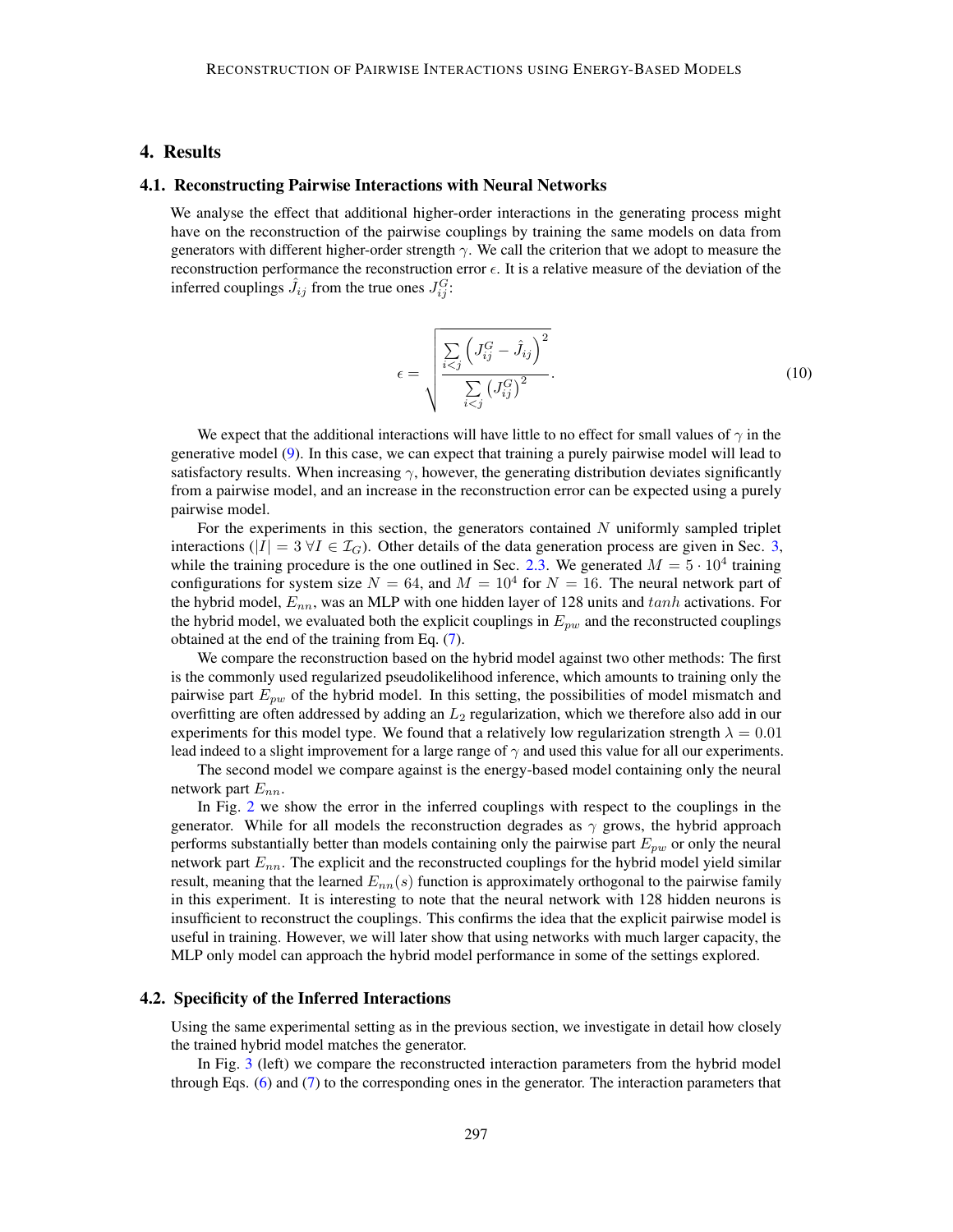## 4. Results

### 4.1. Reconstructing Pairwise Interactions with Neural Networks

We analyse the effect that additional higher-order interactions in the generating process might have on the reconstruction of the pairwise couplings by training the same models on data from generators with different higher-order strength $\gamma$. We call the criterion that we adopt to measure the reconstruction performance the reconstruction error $\epsilon$. It is a relative measure of the deviation of the inferred couplings $\hat{J}_{ij}$ from the true ones $J^G_{ij}$:

$$\epsilon = \sqrt{\frac{\sum_{i<j} \left(J^G_{ij} - \hat{J}_{ij}\right)^2}{\sum_{i<j} \left(J^G_{ij}\right)^2}}. \tag{10}$$

We expect that the additional interactions will have little to no effect for small values of $\gamma$ in the generative model (9). In this case, we can expect that training a purely pairwise model will lead to satisfactory results. When increasing $\gamma$, however, the generating distribution deviates significantly from a pairwise model, and an increase in the reconstruction error can be expected using a purely pairwise model.

For the experiments in this section, the generators contained $N$ uniformly sampled triplet interactions ($|I| = 3 \; \forall I \in \mathcal{I}_G$). Other details of the data generation process are given in Sec. 3, while the training procedure is the one outlined in Sec. 2.3. We generated $M = 5 \cdot 10^4$ training configurations for system size $N = 64$, and $M = 10^4$ for $N = 16$. The neural network part of the hybrid model, $E_{nn}$, was an MLP with one hidden layer of 128 units and $tanh$ activations. For the hybrid model, we evaluated both the explicit couplings in $E_{pw}$ and the reconstructed couplings obtained at the end of the training from Eq. (7).

We compare the reconstruction based on the hybrid model against two other methods: The first is the commonly used regularized pseudolikelihood inference, which amounts to training only the pairwise part $E_{pw}$ of the hybrid model. In this setting, the possibilities of model mismatch and overfitting are often addressed by adding an $L_2$ regularization, which we therefore also add in our experiments for this model type. We found that a relatively low regularization strength $\lambda = 0.01$ lead indeed to a slight improvement for a large range of $\gamma$ and used this value for all our experiments.

The second model we compare against is the energy-based model containing only the neural network part $E_{nn}$.

In Fig. 2 we show the error in the inferred couplings with respect to the couplings in the generator. While for all models the reconstruction degrades as $\gamma$ grows, the hybrid approach performs substantially better than models containing only the pairwise part $E_{pw}$ or only the neural network part $E_{nn}$. The explicit and the reconstructed couplings for the hybrid model yield similar result, meaning that the learned $E_{nn}(s)$ function is approximately orthogonal to the pairwise family in this experiment. It is interesting to note that the neural network with 128 hidden neurons is insufficient to reconstruct the couplings. This confirms the idea that the explicit pairwise model is useful in training. However, we will later show that using networks with much larger capacity, the MLP only model can approach the hybrid model performance in some of the settings explored.

### 4.2. Specificity of the Inferred Interactions

Using the same experimental setting as in the previous section, we investigate in detail how closely the trained hybrid model matches the generator.

In Fig. 3 (left) we compare the reconstructed interaction parameters from the hybrid model through Eqs. (6) and (7) to the corresponding ones in the generator. The interaction parameters that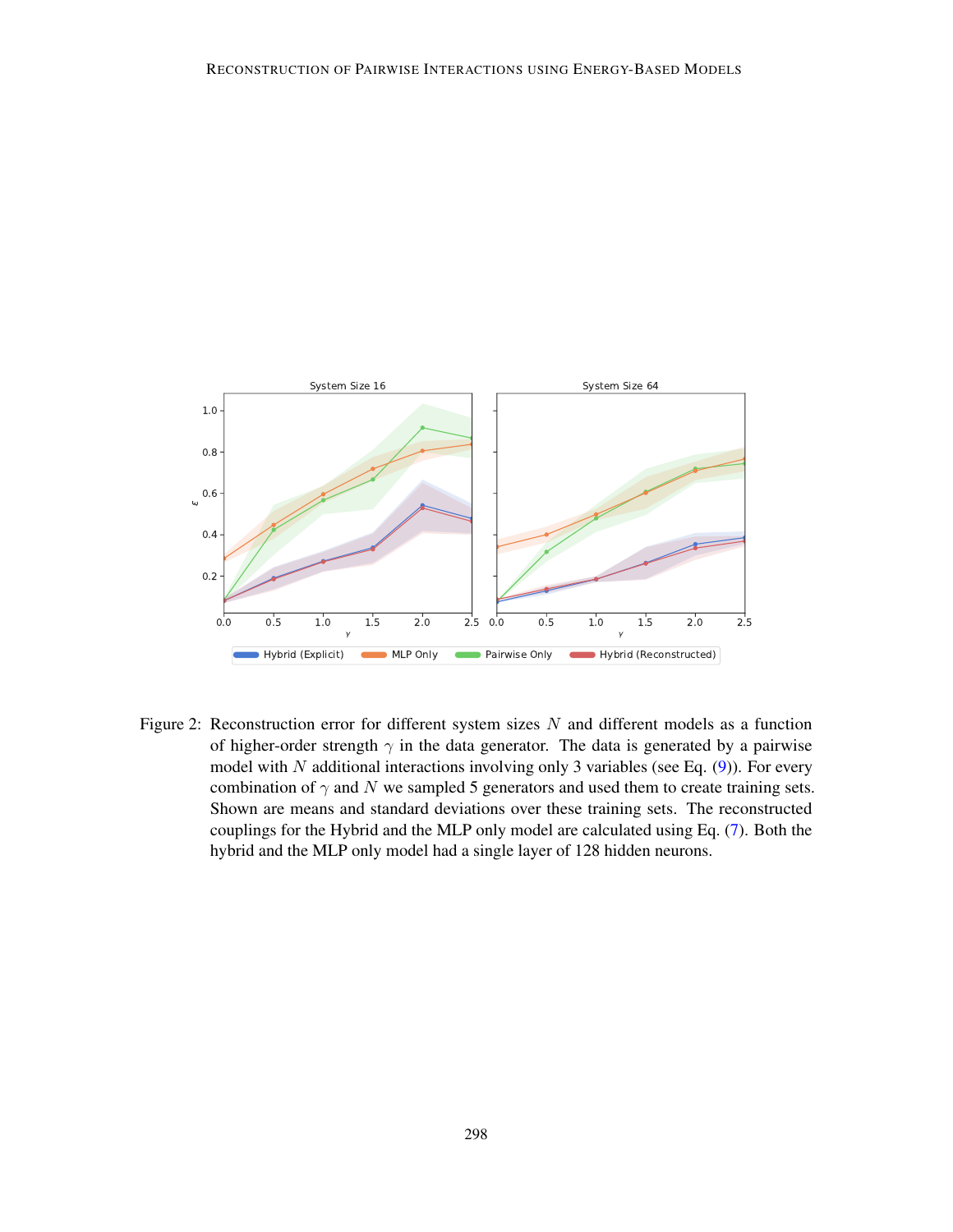Figure 2: Reconstruction error for different system sizes $N$ and different models as a function of higher-order strength $\gamma$ in the data generator. The data is generated by a pairwise model with $N$ additional interactions involving only 3 variables (see Eq. (9)). For every combination of $\gamma$ and $N$ we sampled 5 generators and used them to create training sets. Shown are means and standard deviations over these training sets. The reconstructed couplings for the Hybrid and the MLP only model are calculated using Eq. (7). Both the hybrid and the MLP only model had a single layer of 128 hidden neurons.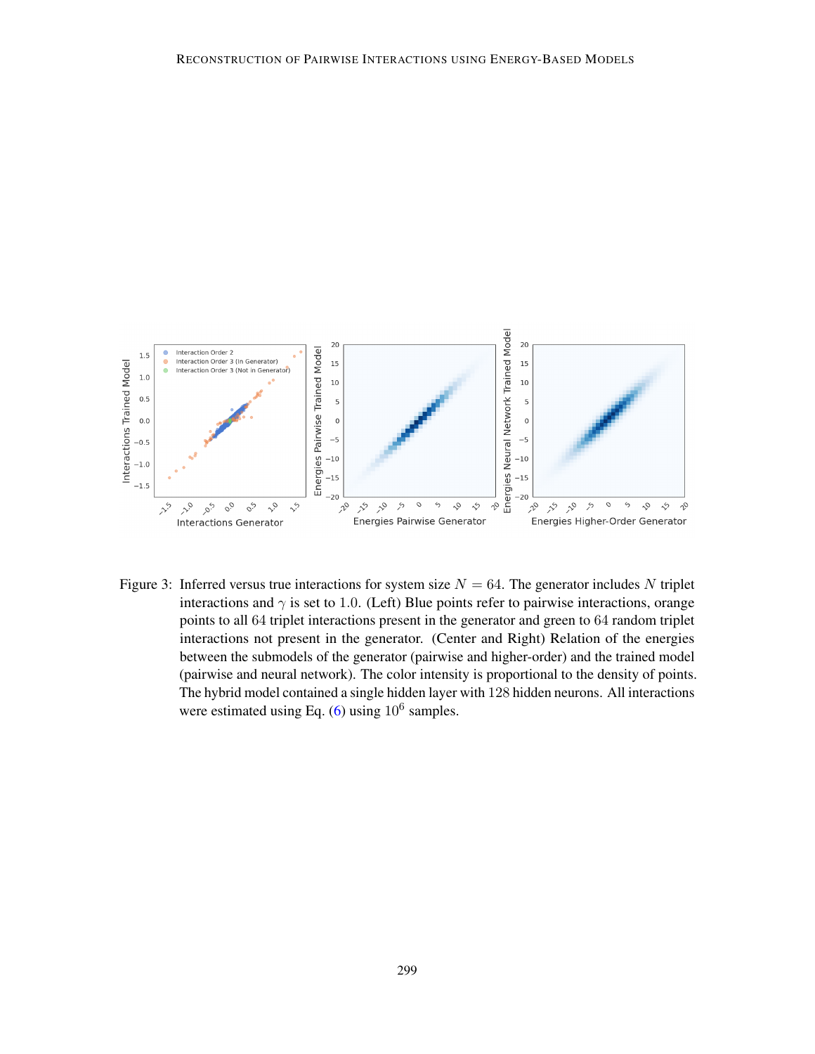Figure 3: Inferred versus true interactions for system size $N = 64$. The generator includes $N$ triplet interactions and $\gamma$ is set to $1.0$. (Left) Blue points refer to pairwise interactions, orange points to all $64$ triplet interactions present in the generator and green to $64$ random triplet interactions not present in the generator. (Center and Right) Relation of the energies between the submodels of the generator (pairwise and higher-order) and the trained model (pairwise and neural network). The color intensity is proportional to the density of points. The hybrid model contained a single hidden layer with $128$ hidden neurons. All interactions were estimated using Eq. (6) using $10^6$ samples.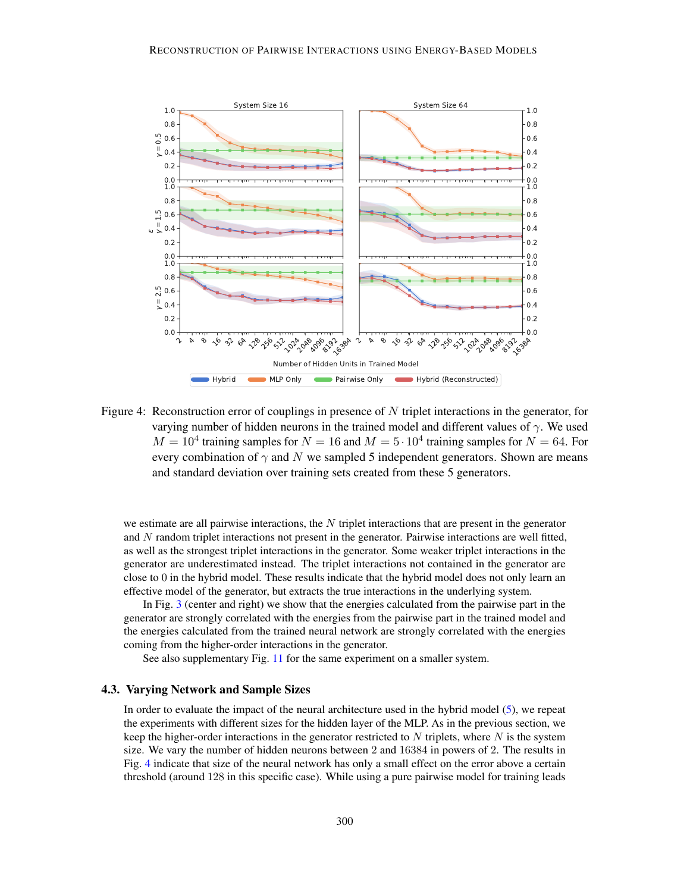Figure 4: Reconstruction error of couplings in presence of $N$ triplet interactions in the generator, for varying number of hidden neurons in the trained model and different values of $\gamma$. We used $M = 10^4$ training samples for $N = 16$ and $M = 5 \cdot 10^4$ training samples for $N = 64$. For every combination of $\gamma$ and $N$ we sampled 5 independent generators. Shown are means and standard deviation over training sets created from these 5 generators.

we estimate are all pairwise interactions, the $N$ triplet interactions that are present in the generator and $N$ random triplet interactions not present in the generator. Pairwise interactions are well fitted, as well as the strongest triplet interactions in the generator. Some weaker triplet interactions in the generator are underestimated instead. The triplet interactions not contained in the generator are close to 0 in the hybrid model. These results indicate that the hybrid model does not only learn an effective model of the generator, but extracts the true interactions in the underlying system.

In Fig. 3 (center and right) we show that the energies calculated from the pairwise part in the generator are strongly correlated with the energies from the pairwise part in the trained model and the energies calculated from the trained neural network are strongly correlated with the energies coming from the higher-order interactions in the generator.

See also supplementary Fig. 11 for the same experiment on a smaller system.

### 4.3. Varying Network and Sample Sizes

In order to evaluate the impact of the neural architecture used in the hybrid model (5), we repeat the experiments with different sizes for the hidden layer of the MLP. As in the previous section, we keep the higher-order interactions in the generator restricted to $N$ triplets, where $N$ is the system size. We vary the number of hidden neurons between 2 and 16384 in powers of 2. The results in Fig. 4 indicate that size of the neural network has only a small effect on the error above a certain threshold (around 128 in this specific case). While using a pure pairwise model for training leads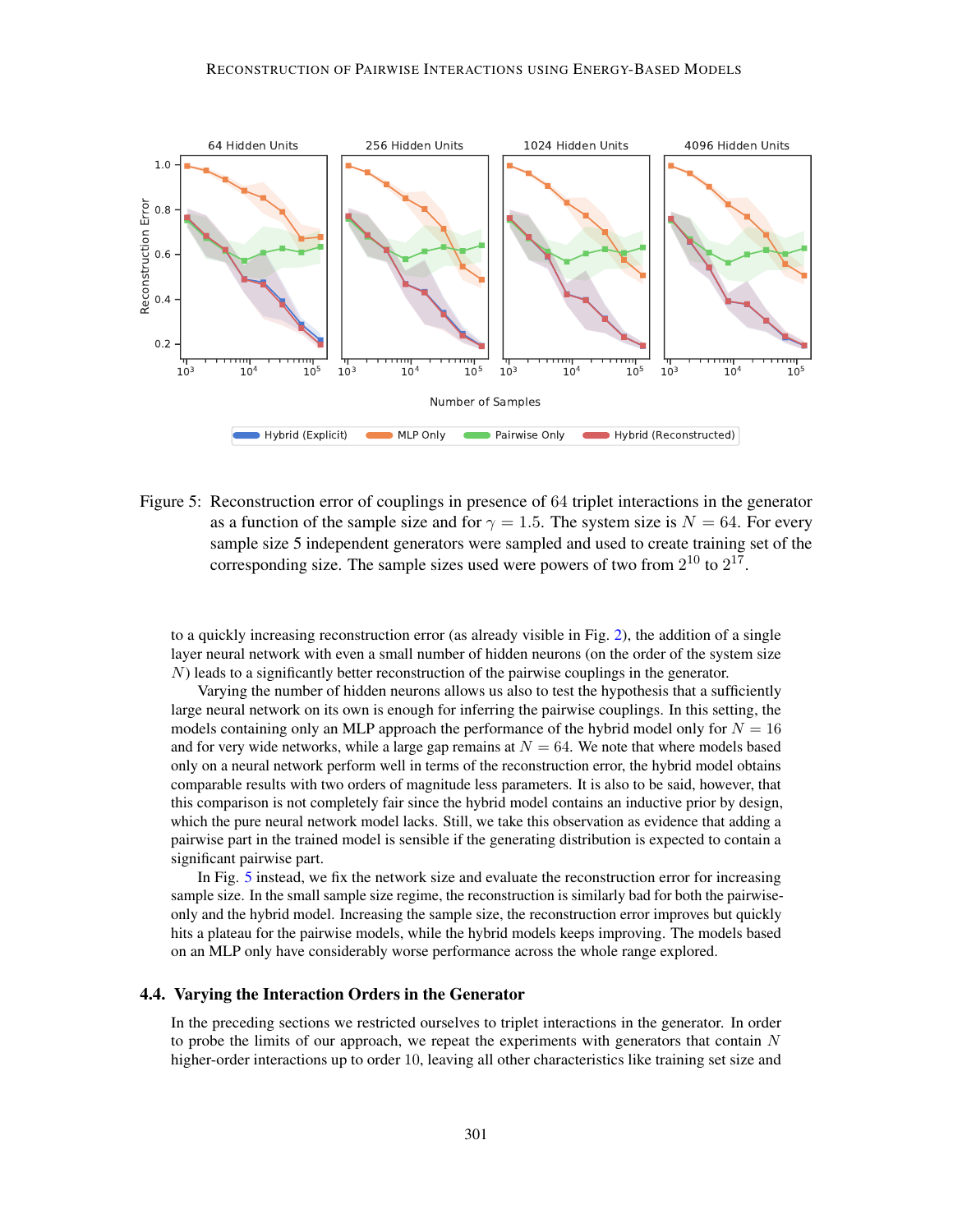Figure 5: Reconstruction error of couplings in presence of 64 triplet interactions in the generator as a function of the sample size and for $\gamma = 1.5$. The system size is $N = 64$. For every sample size 5 independent generators were sampled and used to create training set of the corresponding size. The sample sizes used were powers of two from $2^{10}$ to $2^{17}$.

to a quickly increasing reconstruction error (as already visible in Fig. 2), the addition of a single layer neural network with even a small number of hidden neurons (on the order of the system size $N$) leads to a significantly better reconstruction of the pairwise couplings in the generator.

Varying the number of hidden neurons allows us also to test the hypothesis that a sufficiently large neural network on its own is enough for inferring the pairwise couplings. In this setting, the models containing only an MLP approach the performance of the hybrid model only for $N = 16$ and for very wide networks, while a large gap remains at $N = 64$. We note that where models based only on a neural network perform well in terms of the reconstruction error, the hybrid model obtains comparable results with two orders of magnitude less parameters. It is also to be said, however, that this comparison is not completely fair since the hybrid model contains an inductive prior by design, which the pure neural network model lacks. Still, we take this observation as evidence that adding a pairwise part in the trained model is sensible if the generating distribution is expected to contain a significant pairwise part.

In Fig. 5 instead, we fix the network size and evaluate the reconstruction error for increasing sample size. In the small sample size regime, the reconstruction is similarly bad for both the pairwise-only and the hybrid model. Increasing the sample size, the reconstruction error improves but quickly hits a plateau for the pairwise models, while the hybrid models keeps improving. The models based on an MLP only have considerably worse performance across the whole range explored.

### 4.4. Varying the Interaction Orders in the Generator

In the preceding sections we restricted ourselves to triplet interactions in the generator. In order to probe the limits of our approach, we repeat the experiments with generators that contain $N$ higher-order interactions up to order 10, leaving all other characteristics like training set size and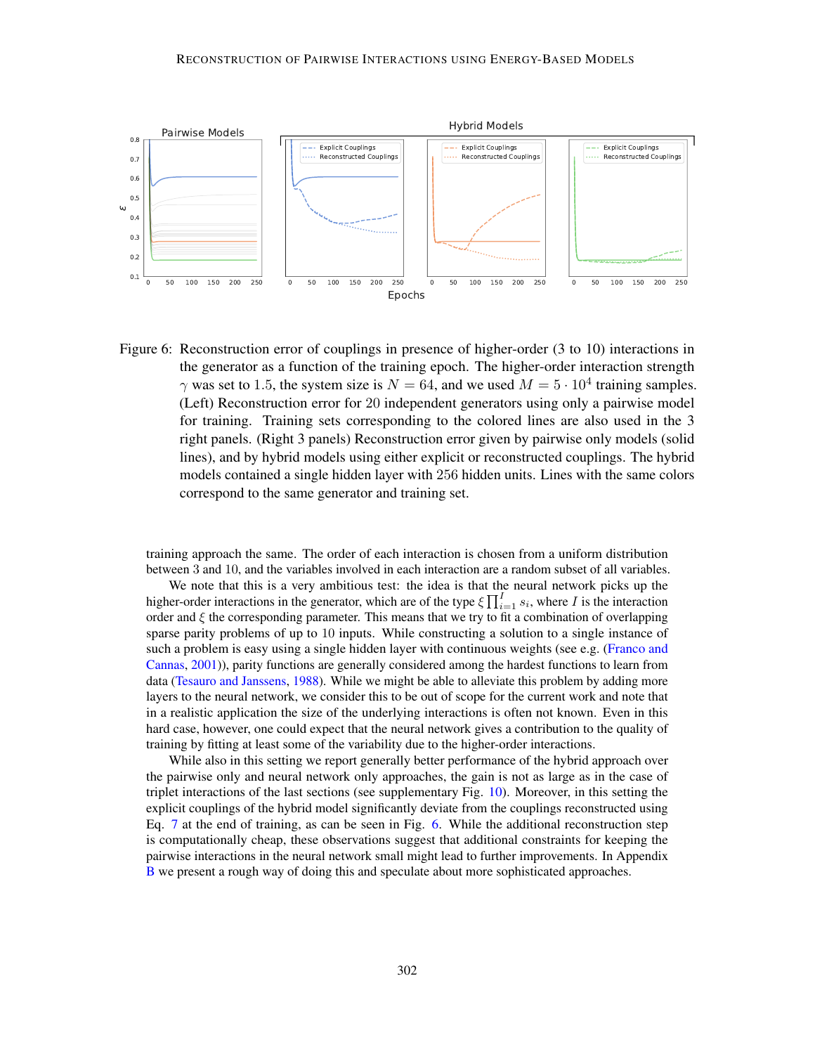Figure 6: Reconstruction error of couplings in presence of higher-order (3 to 10) interactions in the generator as a function of the training epoch. The higher-order interaction strength $\gamma$ was set to 1.5, the system size is $N = 64$, and we used $M = 5 \cdot 10^4$ training samples. (Left) Reconstruction error for 20 independent generators using only a pairwise model for training. Training sets corresponding to the colored lines are also used in the 3 right panels. (Right 3 panels) Reconstruction error given by pairwise only models (solid lines), and by hybrid models using either explicit or reconstructed couplings. The hybrid models contained a single hidden layer with 256 hidden units. Lines with the same colors correspond to the same generator and training set.

training approach the same. The order of each interaction is chosen from a uniform distribution between 3 and 10, and the variables involved in each interaction are a random subset of all variables.

We note that this is a very ambitious test: the idea is that the neural network picks up the higher-order interactions in the generator, which are of the type $\xi \prod_{i=1}^{I} s_i$, where $I$ is the interaction order and $\xi$ the corresponding parameter. This means that we try to fit a combination of overlapping sparse parity problems of up to 10 inputs. While constructing a solution to a single instance of such a problem is easy using a single hidden layer with continuous weights (see e.g. (Franco and Cannas, 2001)), parity functions are generally considered among the hardest functions to learn from data (Tesauro and Janssens, 1988). While we might be able to alleviate this problem by adding more layers to the neural network, we consider this to be out of scope for the current work and note that in a realistic application the size of the underlying interactions is often not known. Even in this hard case, however, one could expect that the neural network gives a contribution to the quality of training by fitting at least some of the variability due to the higher-order interactions.

While also in this setting we report generally better performance of the hybrid approach over the pairwise only and neural network only approaches, the gain is not as large as in the case of triplet interactions of the last sections (see supplementary Fig. 10). Moreover, in this setting the explicit couplings of the hybrid model significantly deviate from the couplings reconstructed using Eq. 7 at the end of training, as can be seen in Fig. 6. While the additional reconstruction step is computationally cheap, these observations suggest that additional constraints for keeping the pairwise interactions in the neural network small might lead to further improvements. In Appendix B we present a rough way of doing this and speculate about more sophisticated approaches.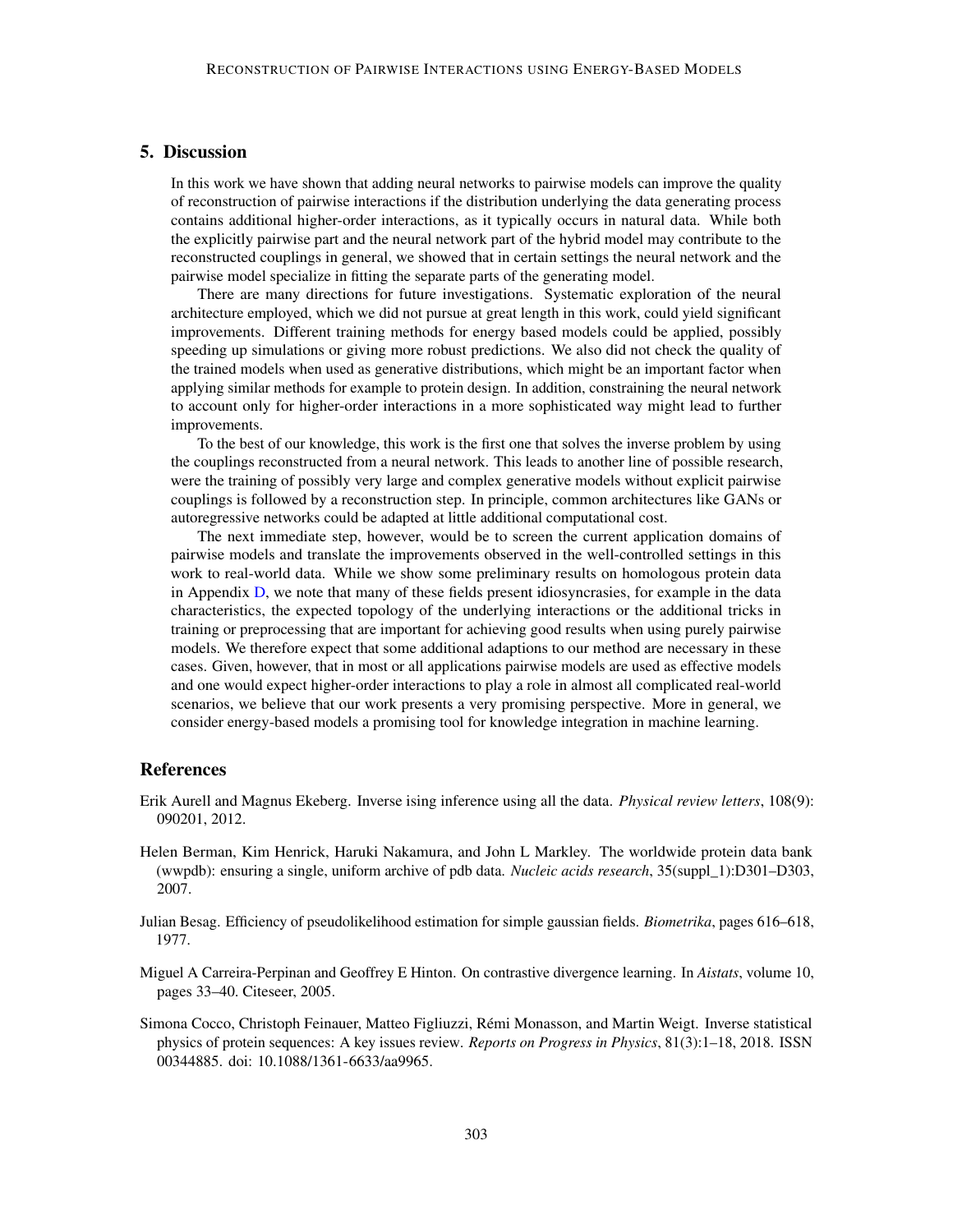## 5. Discussion

In this work we have shown that adding neural networks to pairwise models can improve the quality of reconstruction of pairwise interactions if the distribution underlying the data generating process contains additional higher-order interactions, as it typically occurs in natural data. While both the explicitly pairwise part and the neural network part of the hybrid model may contribute to the reconstructed couplings in general, we showed that in certain settings the neural network and the pairwise model specialize in fitting the separate parts of the generating model.

There are many directions for future investigations. Systematic exploration of the neural architecture employed, which we did not pursue at great length in this work, could yield significant improvements. Different training methods for energy based models could be applied, possibly speeding up simulations or giving more robust predictions. We also did not check the quality of the trained models when used as generative distributions, which might be an important factor when applying similar methods for example to protein design. In addition, constraining the neural network to account only for higher-order interactions in a more sophisticated way might lead to further improvements.

To the best of our knowledge, this work is the first one that solves the inverse problem by using the couplings reconstructed from a neural network. This leads to another line of possible research, were the training of possibly very large and complex generative models without explicit pairwise couplings is followed by a reconstruction step. In principle, common architectures like GANs or autoregressive networks could be adapted at little additional computational cost.

The next immediate step, however, would be to screen the current application domains of pairwise models and translate the improvements observed in the well-controlled settings in this work to real-world data. While we show some preliminary results on homologous protein data in Appendix D, we note that many of these fields present idiosyncrasies, for example in the data characteristics, the expected topology of the underlying interactions or the additional tricks in training or preprocessing that are important for achieving good results when using purely pairwise models. We therefore expect that some additional adaptions to our method are necessary in these cases. Given, however, that in most or all applications pairwise models are used as effective models and one would expect higher-order interactions to play a role in almost all complicated real-world scenarios, we believe that our work presents a very promising perspective. More in general, we consider energy-based models a promising tool for knowledge integration in machine learning.

## References

Erik Aurell and Magnus Ekeberg. Inverse ising inference using all the data. *Physical review letters*, 108(9): 090201, 2012.

Helen Berman, Kim Henrick, Haruki Nakamura, and John L Markley. The worldwide protein data bank (wwpdb): ensuring a single, uniform archive of pdb data. *Nucleic acids research*, 35(suppl_1):D301–D303, 2007.

Julian Besag. Efficiency of pseudolikelihood estimation for simple gaussian fields. *Biometrika*, pages 616–618, 1977.

Miguel A Carreira-Perpinan and Geoffrey E Hinton. On contrastive divergence learning. In *Aistats*, volume 10, pages 33–40. Citeseer, 2005.

Simona Cocco, Christoph Feinauer, Matteo Figliuzzi, Rémi Monasson, and Martin Weigt. Inverse statistical physics of protein sequences: A key issues review. *Reports on Progress in Physics*, 81(3):1–18, 2018. ISSN 00344885. doi: 10.1088/1361-6633/aa9965.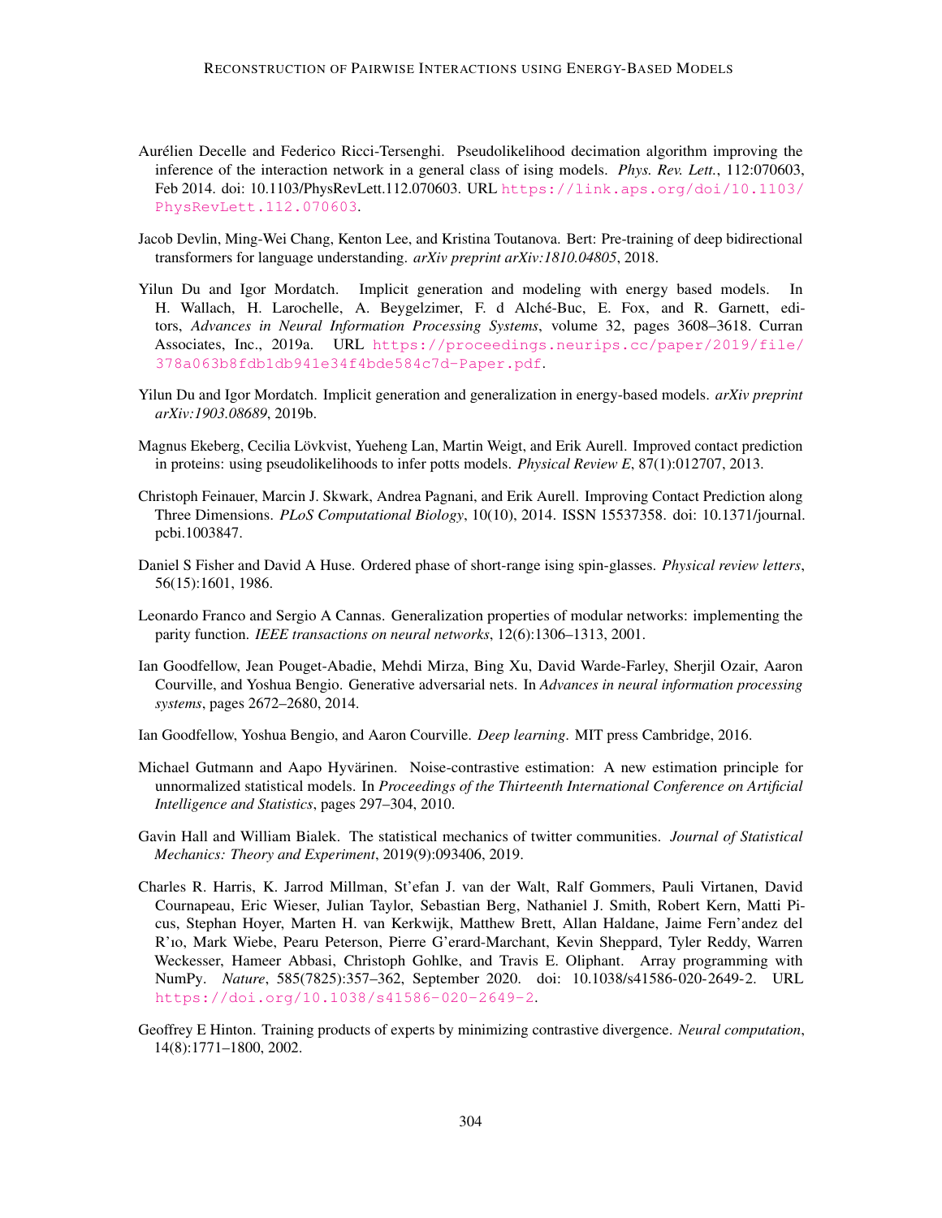Aurélien Decelle and Federico Ricci-Tersenghi. Pseudolikelihood decimation algorithm improving the inference of the interaction network in a general class of ising models. *Phys. Rev. Lett.*, 112:070603, Feb 2014. doi: 10.1103/PhysRevLett.112.070603. URL https://link.aps.org/doi/10.1103/PhysRevLett.112.070603.

Jacob Devlin, Ming-Wei Chang, Kenton Lee, and Kristina Toutanova. Bert: Pre-training of deep bidirectional transformers for language understanding. *arXiv preprint arXiv:1810.04805*, 2018.

Yilun Du and Igor Mordatch. Implicit generation and modeling with energy based models. In H. Wallach, H. Larochelle, A. Beygelzimer, F. d Alché-Buc, E. Fox, and R. Garnett, editors, *Advances in Neural Information Processing Systems*, volume 32, pages 3608–3618. Curran Associates, Inc., 2019a. URL https://proceedings.neurips.cc/paper/2019/file/378a063b8fdb1db941e34f4bde584c7d-Paper.pdf.

Yilun Du and Igor Mordatch. Implicit generation and generalization in energy-based models. *arXiv preprint arXiv:1903.08689*, 2019b.

Magnus Ekeberg, Cecilia Lövkvist, Yueheng Lan, Martin Weigt, and Erik Aurell. Improved contact prediction in proteins: using pseudolikelihoods to infer potts models. *Physical Review E*, 87(1):012707, 2013.

Christoph Feinauer, Marcin J. Skwark, Andrea Pagnani, and Erik Aurell. Improving Contact Prediction along Three Dimensions. *PLoS Computational Biology*, 10(10), 2014. ISSN 15537358. doi: 10.1371/journal.pcbi.1003847.

Daniel S Fisher and David A Huse. Ordered phase of short-range ising spin-glasses. *Physical review letters*, 56(15):1601, 1986.

Leonardo Franco and Sergio A Cannas. Generalization properties of modular networks: implementing the parity function. *IEEE transactions on neural networks*, 12(6):1306–1313, 2001.

Ian Goodfellow, Jean Pouget-Abadie, Mehdi Mirza, Bing Xu, David Warde-Farley, Sherjil Ozair, Aaron Courville, and Yoshua Bengio. Generative adversarial nets. In *Advances in neural information processing systems*, pages 2672–2680, 2014.

Ian Goodfellow, Yoshua Bengio, and Aaron Courville. *Deep learning*. MIT press Cambridge, 2016.

Michael Gutmann and Aapo Hyvärinen. Noise-contrastive estimation: A new estimation principle for unnormalized statistical models. In *Proceedings of the Thirteenth International Conference on Artificial Intelligence and Statistics*, pages 297–304, 2010.

Gavin Hall and William Bialek. The statistical mechanics of twitter communities. *Journal of Statistical Mechanics: Theory and Experiment*, 2019(9):093406, 2019.

Charles R. Harris, K. Jarrod Millman, St'efan J. van der Walt, Ralf Gommers, Pauli Virtanen, David Cournapeau, Eric Wieser, Julian Taylor, Sebastian Berg, Nathaniel J. Smith, Robert Kern, Matti Picus, Stephan Hoyer, Marten H. van Kerkwijk, Matthew Brett, Allan Haldane, Jaime Fern'andez del R'ıo, Mark Wiebe, Pearu Peterson, Pierre G'erard-Marchant, Kevin Sheppard, Tyler Reddy, Warren Weckesser, Hameer Abbasi, Christoph Gohlke, and Travis E. Oliphant. Array programming with NumPy. *Nature*, 585(7825):357–362, September 2020. doi: 10.1038/s41586-020-2649-2. URL https://doi.org/10.1038/s41586-020-2649-2.

Geoffrey E Hinton. Training products of experts by minimizing contrastive divergence. *Neural computation*, 14(8):1771–1800, 2002.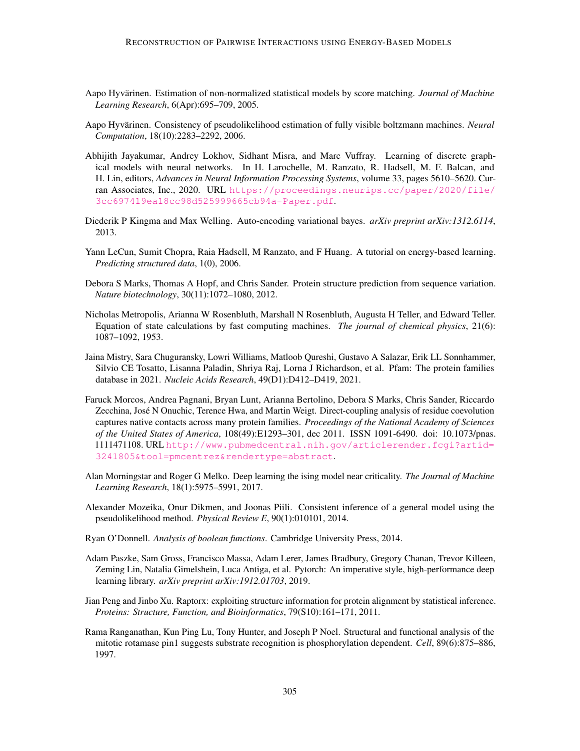Aapo Hyvärinen. Estimation of non-normalized statistical models by score matching. *Journal of Machine Learning Research*, 6(Apr):695–709, 2005.

Aapo Hyvärinen. Consistency of pseudolikelihood estimation of fully visible boltzmann machines. *Neural Computation*, 18(10):2283–2292, 2006.

Abhijith Jayakumar, Andrey Lokhov, Sidhant Misra, and Marc Vuffray. Learning of discrete graphical models with neural networks. In H. Larochelle, M. Ranzato, R. Hadsell, M. F. Balcan, and H. Lin, editors, *Advances in Neural Information Processing Systems*, volume 33, pages 5610–5620. Curran Associates, Inc., 2020. URL https://proceedings.neurips.cc/paper/2020/file/3cc697419ea18cc98d525999665cb94a-Paper.pdf.

Diederik P Kingma and Max Welling. Auto-encoding variational bayes. *arXiv preprint arXiv:1312.6114*, 2013.

Yann LeCun, Sumit Chopra, Raia Hadsell, M Ranzato, and F Huang. A tutorial on energy-based learning. *Predicting structured data*, 1(0), 2006.

Debora S Marks, Thomas A Hopf, and Chris Sander. Protein structure prediction from sequence variation. *Nature biotechnology*, 30(11):1072–1080, 2012.

Nicholas Metropolis, Arianna W Rosenbluth, Marshall N Rosenbluth, Augusta H Teller, and Edward Teller. Equation of state calculations by fast computing machines. *The journal of chemical physics*, 21(6): 1087–1092, 1953.

Jaina Mistry, Sara Chuguransky, Lowri Williams, Matloob Qureshi, Gustavo A Salazar, Erik LL Sonnhammer, Silvio CE Tosatto, Lisanna Paladin, Shriya Raj, Lorna J Richardson, et al. Pfam: The protein families database in 2021. *Nucleic Acids Research*, 49(D1):D412–D419, 2021.

Faruck Morcos, Andrea Pagnani, Bryan Lunt, Arianna Bertolino, Debora S Marks, Chris Sander, Riccardo Zecchina, José N Onuchic, Terence Hwa, and Martin Weigt. Direct-coupling analysis of residue coevolution captures native contacts across many protein families. *Proceedings of the National Academy of Sciences of the United States of America*, 108(49):E1293–301, dec 2011. ISSN 1091-6490. doi: 10.1073/pnas.1111471108. URL http://www.pubmedcentral.nih.gov/articlerender.fcgi?artid=3241805&tool=pmcentrez&rendertype=abstract.

Alan Morningstar and Roger G Melko. Deep learning the ising model near criticality. *The Journal of Machine Learning Research*, 18(1):5975–5991, 2017.

Alexander Mozeika, Onur Dikmen, and Joonas Piili. Consistent inference of a general model using the pseudolikelihood method. *Physical Review E*, 90(1):010101, 2014.

Ryan O'Donnell. *Analysis of boolean functions*. Cambridge University Press, 2014.

Adam Paszke, Sam Gross, Francisco Massa, Adam Lerer, James Bradbury, Gregory Chanan, Trevor Killeen, Zeming Lin, Natalia Gimelshein, Luca Antiga, et al. Pytorch: An imperative style, high-performance deep learning library. *arXiv preprint arXiv:1912.01703*, 2019.

Jian Peng and Jinbo Xu. Raptorx: exploiting structure information for protein alignment by statistical inference. *Proteins: Structure, Function, and Bioinformatics*, 79(S10):161–171, 2011.

Rama Ranganathan, Kun Ping Lu, Tony Hunter, and Joseph P Noel. Structural and functional analysis of the mitotic rotamase pin1 suggests substrate recognition is phosphorylation dependent. *Cell*, 89(6):875–886, 1997.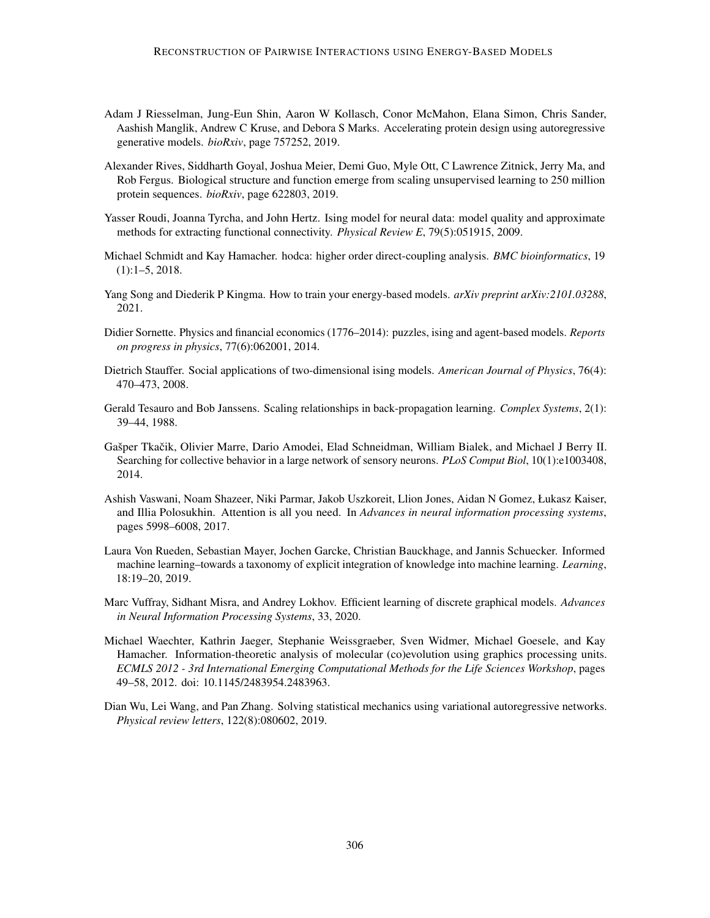Adam J Riesselman, Jung-Eun Shin, Aaron W Kollasch, Conor McMahon, Elana Simon, Chris Sander, Aashish Manglik, Andrew C Kruse, and Debora S Marks. Accelerating protein design using autoregressive generative models. *bioRxiv*, page 757252, 2019.

Alexander Rives, Siddharth Goyal, Joshua Meier, Demi Guo, Myle Ott, C Lawrence Zitnick, Jerry Ma, and Rob Fergus. Biological structure and function emerge from scaling unsupervised learning to 250 million protein sequences. *bioRxiv*, page 622803, 2019.

Yasser Roudi, Joanna Tyrcha, and John Hertz. Ising model for neural data: model quality and approximate methods for extracting functional connectivity. *Physical Review E*, 79(5):051915, 2009.

Michael Schmidt and Kay Hamacher. hodca: higher order direct-coupling analysis. *BMC bioinformatics*, 19 (1):1–5, 2018.

Yang Song and Diederik P Kingma. How to train your energy-based models. *arXiv preprint arXiv:2101.03288*, 2021.

Didier Sornette. Physics and financial economics (1776–2014): puzzles, ising and agent-based models. *Reports on progress in physics*, 77(6):062001, 2014.

Dietrich Stauffer. Social applications of two-dimensional ising models. *American Journal of Physics*, 76(4): 470–473, 2008.

Gerald Tesauro and Bob Janssens. Scaling relationships in back-propagation learning. *Complex Systems*, 2(1): 39–44, 1988.

Gašper Tkačik, Olivier Marre, Dario Amodei, Elad Schneidman, William Bialek, and Michael J Berry II. Searching for collective behavior in a large network of sensory neurons. *PLoS Comput Biol*, 10(1):e1003408, 2014.

Ashish Vaswani, Noam Shazeer, Niki Parmar, Jakob Uszkoreit, Llion Jones, Aidan N Gomez, Łukasz Kaiser, and Illia Polosukhin. Attention is all you need. In *Advances in neural information processing systems*, pages 5998–6008, 2017.

Laura Von Rueden, Sebastian Mayer, Jochen Garcke, Christian Bauckhage, and Jannis Schuecker. Informed machine learning–towards a taxonomy of explicit integration of knowledge into machine learning. *Learning*, 18:19–20, 2019.

Marc Vuffray, Sidhant Misra, and Andrey Lokhov. Efficient learning of discrete graphical models. *Advances in Neural Information Processing Systems*, 33, 2020.

Michael Waechter, Kathrin Jaeger, Stephanie Weissgraeber, Sven Widmer, Michael Goesele, and Kay Hamacher. Information-theoretic analysis of molecular (co)evolution using graphics processing units. *ECMLS 2012 - 3rd International Emerging Computational Methods for the Life Sciences Workshop*, pages 49–58, 2012. doi: 10.1145/2483954.2483963.

Dian Wu, Lei Wang, and Pan Zhang. Solving statistical mechanics using variational autoregressive networks. *Physical review letters*, 122(8):080602, 2019.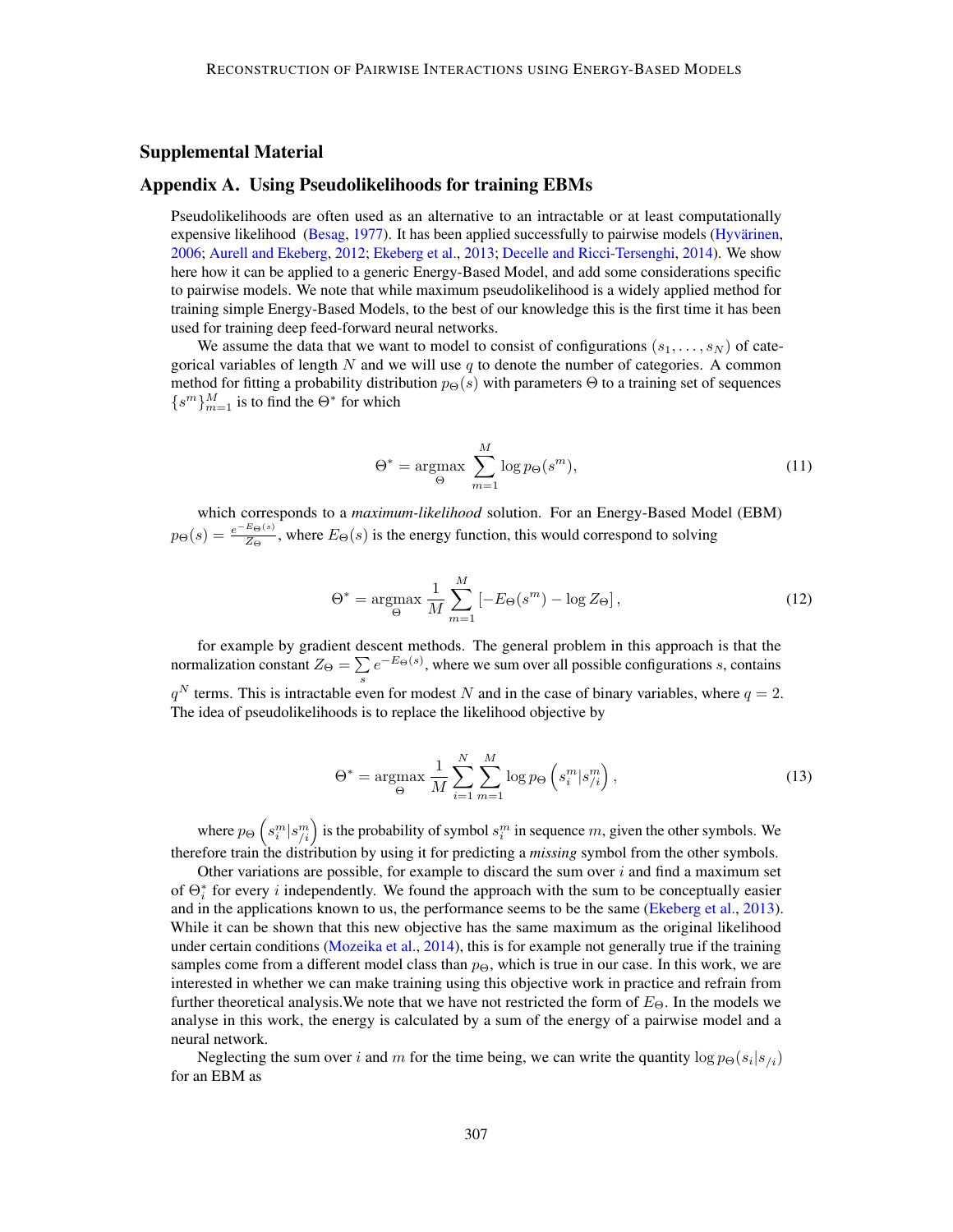## Supplemental Material

## Appendix A. Using Pseudolikelihoods for training EBMs

Pseudolikelihoods are often used as an alternative to an intractable or at least computationally expensive likelihood (Besag, 1977). It has been applied successfully to pairwise models (Hyvärinen, 2006; Aurell and Ekeberg, 2012; Ekeberg et al., 2013; Decelle and Ricci-Tersenghi, 2014). We show here how it can be applied to a generic Energy-Based Model, and add some considerations specific to pairwise models. We note that while maximum pseudolikelihood is a widely applied method for training simple Energy-Based Models, to the best of our knowledge this is the first time it has been used for training deep feed-forward neural networks.

We assume the data that we want to model to consist of configurations $(s_1, \ldots, s_N)$ of categorical variables of length $N$ and we will use $q$ to denote the number of categories. A common method for fitting a probability distribution $p_\Theta(s)$ with parameters $\Theta$ to a training set of sequences $\{s^m\}_{m=1}^M$ is to find the $\Theta^*$ for which

$$\Theta^* = \underset{\Theta}{\operatorname{argmax}} \sum_{m=1}^{M} \log p_\Theta(s^m), \tag{11}$$

which corresponds to a *maximum-likelihood* solution. For an Energy-Based Model (EBM) $p_\Theta(s) = \frac{e^{-E_\Theta(s)}}{Z_\Theta}$, where $E_\Theta(s)$ is the energy function, this would correspond to solving

$$\Theta^* = \underset{\Theta}{\operatorname{argmax}} \frac{1}{M} \sum_{m=1}^{M} \left[ -E_\Theta(s^m) - \log Z_\Theta \right], \tag{12}$$

for example by gradient descent methods. The general problem in this approach is that the normalization constant $Z_\Theta = \sum_s e^{-E_\Theta(s)}$, where we sum over all possible configurations $s$, contains $q^N$ terms. This is intractable even for modest $N$ and in the case of binary variables, where $q = 2$. The idea of pseudolikelihoods is to replace the likelihood objective by

$$\Theta^* = \underset{\Theta}{\operatorname{argmax}} \frac{1}{M} \sum_{i=1}^{N} \sum_{m=1}^{M} \log p_\Theta\left(s_i^m | s_{/i}^m\right), \tag{13}$$

where $p_\Theta\left(s_i^m | s_{/i}^m\right)$ is the probability of symbol $s_i^m$ in sequence $m$, given the other symbols. We therefore train the distribution by using it for predicting a *missing* symbol from the other symbols.

Other variations are possible, for example to discard the sum over $i$ and find a maximum set of $\Theta_i^*$ for every $i$ independently. We found the approach with the sum to be conceptually easier and in the applications known to us, the performance seems to be the same (Ekeberg et al., 2013). While it can be shown that this new objective has the same maximum as the original likelihood under certain conditions (Mozeika et al., 2014), this is for example not generally true if the training samples come from a different model class than $p_\Theta$, which is true in our case. In this work, we are interested in whether we can make training using this objective work in practice and refrain from further theoretical analysis.We note that we have not restricted the form of $E_\Theta$. In the models we analyse in this work, the energy is calculated by a sum of the energy of a pairwise model and a neural network.

Neglecting the sum over $i$ and $m$ for the time being, we can write the quantity $\log p_\Theta(s_i|s_{/i})$ for an EBM as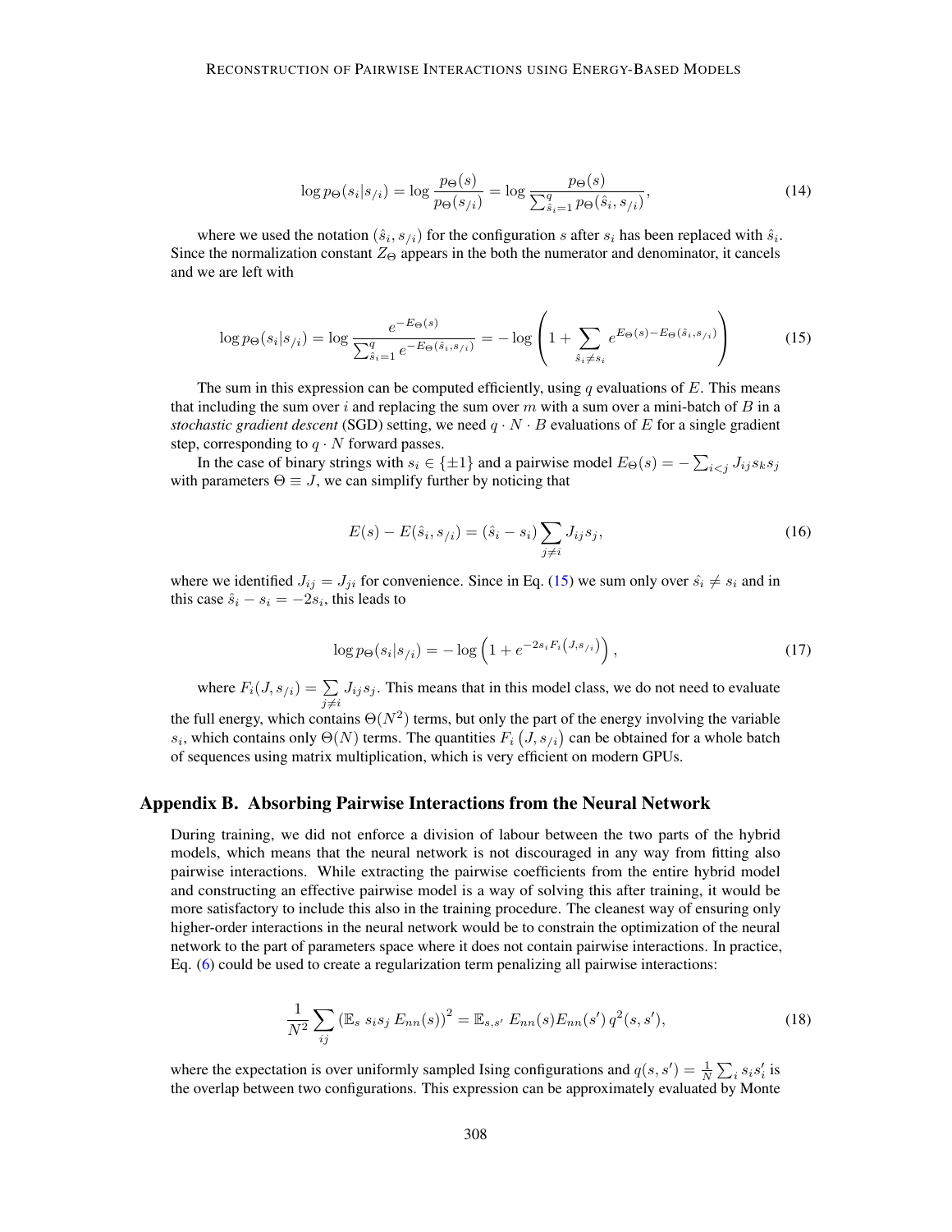$$\log p_\Theta(s_i|s_{/i}) = \log \frac{p_\Theta(s)}{p_\Theta(s_{/i})} = \log \frac{p_\Theta(s)}{\sum_{\hat{s}_i=1}^{q} p_\Theta(\hat{s}_i, s_{/i})}, \tag{14}$$

where we used the notation $(\hat{s}_i, s_{/i})$ for the configuration $s$ after $s_i$ has been replaced with $\hat{s}_i$. Since the normalization constant $Z_\Theta$ appears in the both the numerator and denominator, it cancels and we are left with

$$\log p_\Theta(s_i|s_{/i}) = \log \frac{e^{-E_\Theta(s)}}{\sum_{\hat{s}_i=1}^{q} e^{-E_\Theta(\hat{s}_i, s_{/i})}} = -\log \left(1 + \sum_{\hat{s}_i \neq s_i} e^{E_\Theta(s) - E_\Theta(\hat{s}_i, s_{/i})}\right) \tag{15}$$

The sum in this expression can be computed efficiently, using $q$ evaluations of $E$. This means that including the sum over $i$ and replacing the sum over $m$ with a sum over a mini-batch of $B$ in a *stochastic gradient descent* (SGD) setting, we need $q \cdot N \cdot B$ evaluations of $E$ for a single gradient step, corresponding to $q \cdot N$ forward passes.

In the case of binary strings with $s_i \in \{\pm 1\}$ and a pairwise model $E_\Theta(s) = -\sum_{i<j} J_{ij} s_k s_j$ with parameters $\Theta \equiv J$, we can simplify further by noticing that

$$E(s) - E(\hat{s}_i, s_{/i}) = (\hat{s}_i - s_i) \sum_{j \neq i} J_{ij} s_j, \tag{16}$$

where we identified $J_{ij} = J_{ji}$ for convenience. Since in Eq. (15) we sum only over $\hat{s}_i \neq s_i$ and in this case $\hat{s}_i - s_i = -2s_i$, this leads to

$$\log p_\Theta(s_i|s_{/i}) = -\log \left(1 + e^{-2s_i F_i\left(J, s_{/i}\right)}\right), \tag{17}$$

where $F_i(J, s_{/i}) = \sum_{j \neq i} J_{ij} s_j$. This means that in this model class, we do not need to evaluate the full energy, which contains $\Theta(N^2)$ terms, but only the part of the energy involving the variable $s_i$, which contains only $\Theta(N)$ terms. The quantities $F_i\left(J, s_{/i}\right)$ can be obtained for a whole batch of sequences using matrix multiplication, which is very efficient on modern GPUs.

## Appendix B. Absorbing Pairwise Interactions from the Neural Network

During training, we did not enforce a division of labour between the two parts of the hybrid models, which means that the neural network is not discouraged in any way from fitting also pairwise interactions. While extracting the pairwise coefficients from the entire hybrid model and constructing an effective pairwise model is a way of solving this after training, it would be more satisfactory to include this also in the training procedure. The cleanest way of ensuring only higher-order interactions in the neural network would be to constrain the optimization of the neural network to the part of parameters space where it does not contain pairwise interactions. In practice, Eq. (6) could be used to create a regularization term penalizing all pairwise interactions:

$$\frac{1}{N^2} \sum_{ij} \left(\mathbb{E}_s \, s_i s_j \, E_{nn}(s)\right)^2 = \mathbb{E}_{s,s'} \, E_{nn}(s) E_{nn}(s') \, q^2(s, s'), \tag{18}$$

where the expectation is over uniformly sampled Ising configurations and $q(s, s') = \frac{1}{N} \sum_i s_i s'_i$ is the overlap between two configurations. This expression can be approximately evaluated by Monte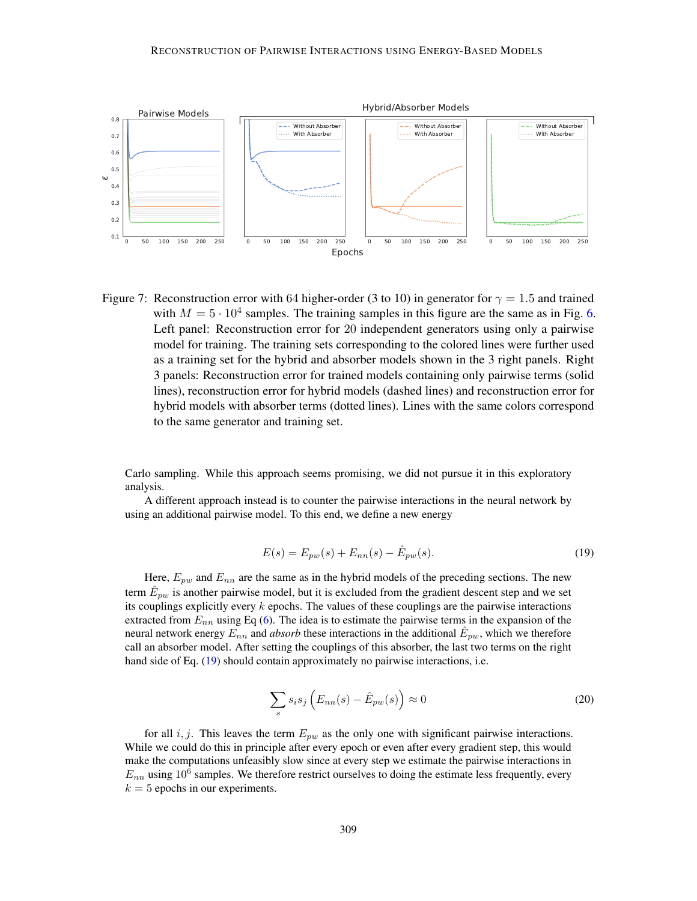Figure 7: Reconstruction error with 64 higher-order (3 to 10) in generator for $\gamma = 1.5$ and trained with $M = 5 \cdot 10^4$ samples. The training samples in this figure are the same as in Fig. 6. Left panel: Reconstruction error for 20 independent generators using only a pairwise model for training. The training sets corresponding to the colored lines were further used as a training set for the hybrid and absorber models shown in the 3 right panels. Right 3 panels: Reconstruction error for trained models containing only pairwise terms (solid lines), reconstruction error for hybrid models (dashed lines) and reconstruction error for hybrid models with absorber terms (dotted lines). Lines with the same colors correspond to the same generator and training set.

Carlo sampling. While this approach seems promising, we did not pursue it in this exploratory analysis.

A different approach instead is to counter the pairwise interactions in the neural network by using an additional pairwise model. To this end, we define a new energy

$$E(s) = E_{pw}(s) + E_{nn}(s) - \hat{E}_{pw}(s). \tag{19}$$

Here, $E_{pw}$ and $E_{nn}$ are the same as in the hybrid models of the preceding sections. The new term $\hat{E}_{pw}$ is another pairwise model, but it is excluded from the gradient descent step and we set its couplings explicitly every $k$ epochs. The values of these couplings are the pairwise interactions extracted from $E_{nn}$ using Eq (6). The idea is to estimate the pairwise terms in the expansion of the neural network energy $E_{nn}$ and *absorb* these interactions in the additional $\hat{E}_{pw}$, which we therefore call an absorber model. After setting the couplings of this absorber, the last two terms on the right hand side of Eq. (19) should contain approximately no pairwise interactions, i.e.

$$\sum_s s_i s_j \left( E_{nn}(s) - \hat{E}_{pw}(s) \right) \approx 0 \tag{20}$$

for all $i, j$. This leaves the term $E_{pw}$ as the only one with significant pairwise interactions. While we could do this in principle after every epoch or even after every gradient step, this would make the computations unfeasibly slow since at every step we estimate the pairwise interactions in $E_{nn}$ using $10^6$ samples. We therefore restrict ourselves to doing the estimate less frequently, every $k = 5$ epochs in our experiments.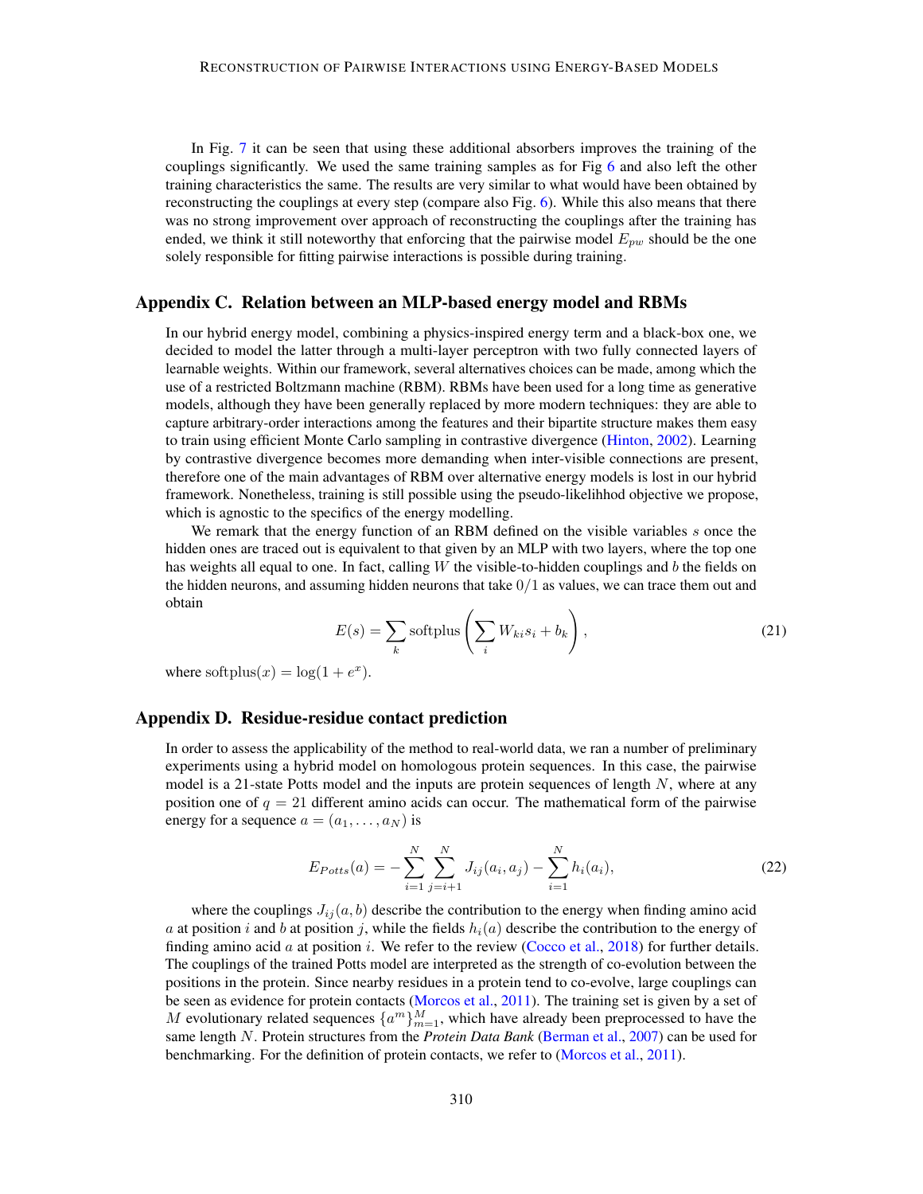In Fig. 7 it can be seen that using these additional absorbers improves the training of the couplings significantly. We used the same training samples as for Fig 6 and also left the other training characteristics the same. The results are very similar to what would have been obtained by reconstructing the couplings at every step (compare also Fig. 6). While this also means that there was no strong improvement over approach of reconstructing the couplings after the training has ended, we think it still noteworthy that enforcing that the pairwise model $E_{pw}$ should be the one solely responsible for fitting pairwise interactions is possible during training.

## Appendix C. Relation between an MLP-based energy model and RBMs

In our hybrid energy model, combining a physics-inspired energy term and a black-box one, we decided to model the latter through a multi-layer perceptron with two fully connected layers of learnable weights. Within our framework, several alternatives choices can be made, among which the use of a restricted Boltzmann machine (RBM). RBMs have been used for a long time as generative models, although they have been generally replaced by more modern techniques: they are able to capture arbitrary-order interactions among the features and their bipartite structure makes them easy to train using efficient Monte Carlo sampling in contrastive divergence (Hinton, 2002). Learning by contrastive divergence becomes more demanding when inter-visible connections are present, therefore one of the main advantages of RBM over alternative energy models is lost in our hybrid framework. Nonetheless, training is still possible using the pseudo-likelihhod objective we propose, which is agnostic to the specifics of the energy modelling.

We remark that the energy function of an RBM defined on the visible variables $s$ once the hidden ones are traced out is equivalent to that given by an MLP with two layers, where the top one has weights all equal to one. In fact, calling $W$ the visible-to-hidden couplings and $b$ the fields on the hidden neurons, and assuming hidden neurons that take $0/1$ as values, we can trace them out and obtain

$$E(s) = \sum_k \text{softplus}\left(\sum_i W_{ki} s_i + b_k\right), \tag{21}$$

where $\text{softplus}(x) = \log(1 + e^x)$.

## Appendix D. Residue-residue contact prediction

In order to assess the applicability of the method to real-world data, we ran a number of preliminary experiments using a hybrid model on homologous protein sequences. In this case, the pairwise model is a 21-state Potts model and the inputs are protein sequences of length $N$, where at any position one of $q = 21$ different amino acids can occur. The mathematical form of the pairwise energy for a sequence $a = (a_1, \ldots, a_N)$ is

$$E_{Potts}(a) = -\sum_{i=1}^{N} \sum_{j=i+1}^{N} J_{ij}(a_i, a_j) - \sum_{i=1}^{N} h_i(a_i), \tag{22}$$

where the couplings $J_{ij}(a, b)$ describe the contribution to the energy when finding amino acid $a$ at position $i$ and $b$ at position $j$, while the fields $h_i(a)$ describe the contribution to the energy of finding amino acid $a$ at position $i$. We refer to the review (Cocco et al., 2018) for further details. The couplings of the trained Potts model are interpreted as the strength of co-evolution between the positions in the protein. Since nearby residues in a protein tend to co-evolve, large couplings can be seen as evidence for protein contacts (Morcos et al., 2011). The training set is given by a set of $M$ evolutionary related sequences $\{a^m\}_{m=1}^M$, which have already been preprocessed to have the same length $N$. Protein structures from the *Protein Data Bank* (Berman et al., 2007) can be used for benchmarking. For the definition of protein contacts, we refer to (Morcos et al., 2011).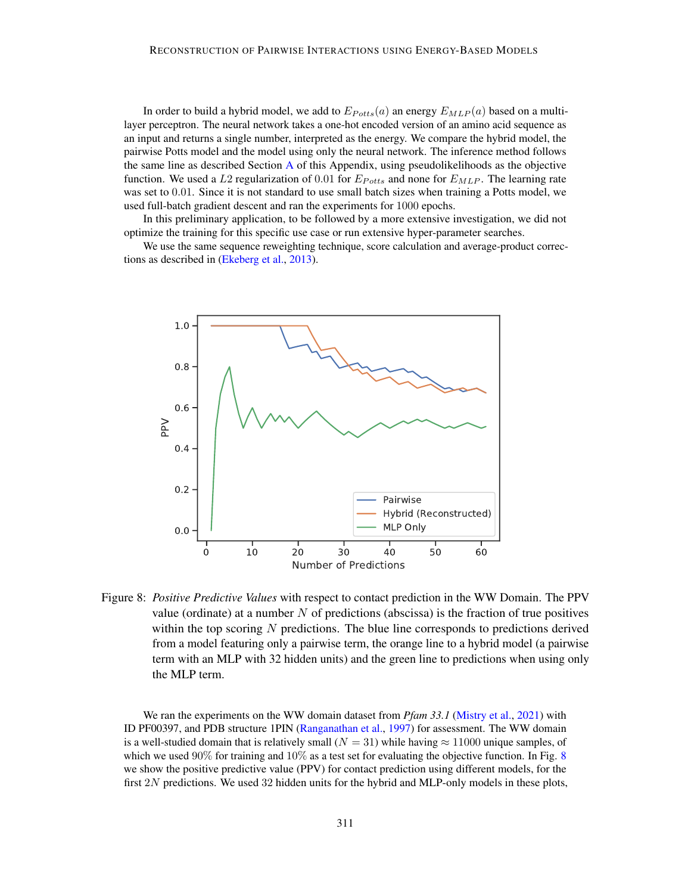In order to build a hybrid model, we add to $E_{Potts}(a)$ an energy $E_{MLP}(a)$ based on a multi-layer perceptron. The neural network takes a one-hot encoded version of an amino acid sequence as an input and returns a single number, interpreted as the energy. We compare the hybrid model, the pairwise Potts model and the model using only the neural network. The inference method follows the same line as described Section A of this Appendix, using pseudolikelihoods as the objective function. We used a $L2$ regularization of $0.01$ for $E_{Potts}$ and none for $E_{MLP}$. The learning rate was set to $0.01$. Since it is not standard to use small batch sizes when training a Potts model, we used full-batch gradient descent and ran the experiments for $1000$ epochs.

In this preliminary application, to be followed by a more extensive investigation, we did not optimize the training for this specific use case or run extensive hyper-parameter searches.

We use the same sequence reweighting technique, score calculation and average-product corrections as described in (Ekeberg et al., 2013).

Figure 8: *Positive Predictive Values* with respect to contact prediction in the WW Domain. The PPV value (ordinate) at a number $N$ of predictions (abscissa) is the fraction of true positives within the top scoring $N$ predictions. The blue line corresponds to predictions derived from a model featuring only a pairwise term, the orange line to a hybrid model (a pairwise term with an MLP with 32 hidden units) and the green line to predictions when using only the MLP term.

We ran the experiments on the WW domain dataset from *Pfam 33.1* (Mistry et al., 2021) with ID PF00397, and PDB structure 1PIN (Ranganathan et al., 1997) for assessment. The WW domain is a well-studied domain that is relatively small ($N = 31$) while having $\approx 11000$ unique samples, of which we used $90\%$ for training and $10\%$ as a test set for evaluating the objective function. In Fig. 8 we show the positive predictive value (PPV) for contact prediction using different models, for the first $2N$ predictions. We used 32 hidden units for the hybrid and MLP-only models in these plots,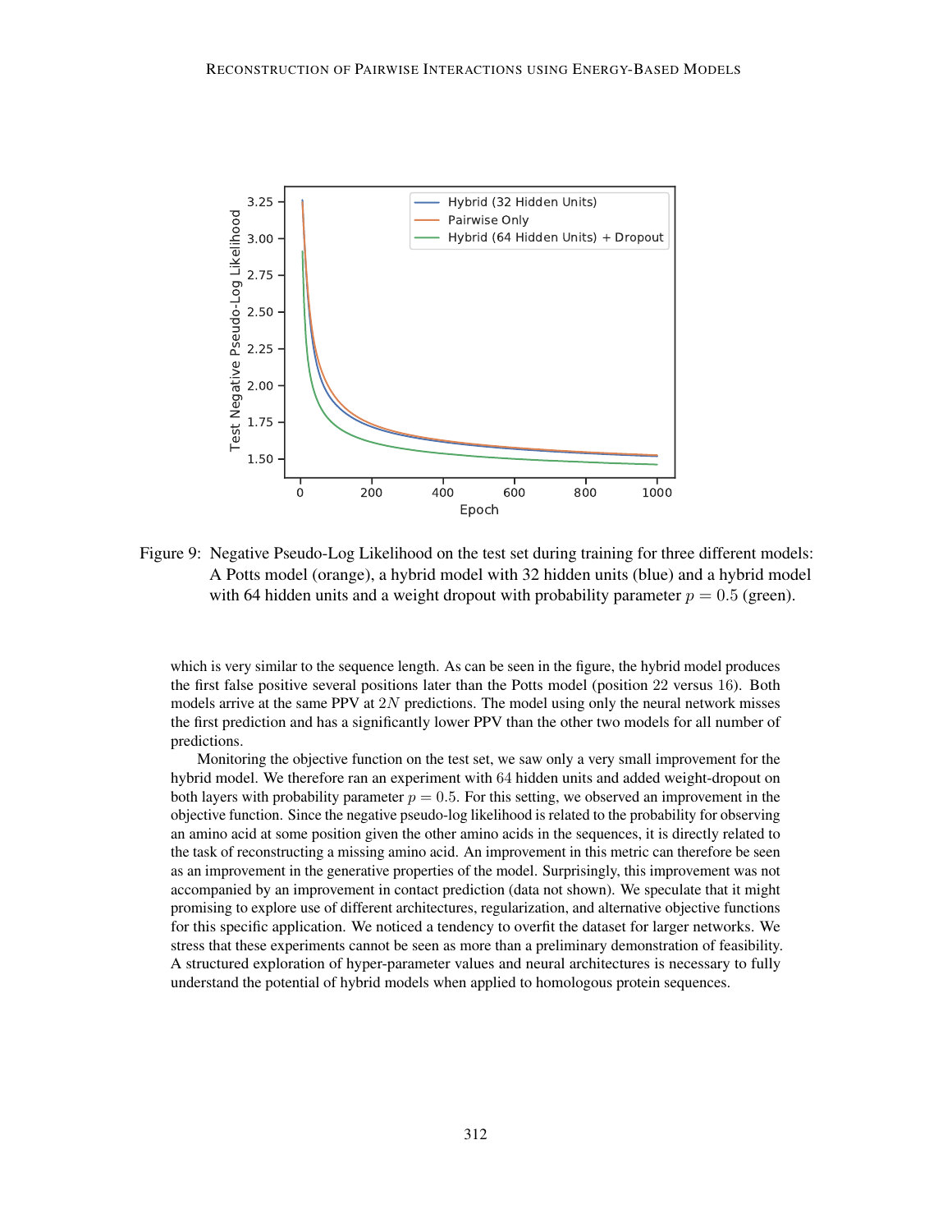Figure 9: Negative Pseudo-Log Likelihood on the test set during training for three different models: A Potts model (orange), a hybrid model with 32 hidden units (blue) and a hybrid model with 64 hidden units and a weight dropout with probability parameter $p = 0.5$ (green).

which is very similar to the sequence length. As can be seen in the figure, the hybrid model produces the first false positive several positions later than the Potts model (position 22 versus 16). Both models arrive at the same PPV at $2N$ predictions. The model using only the neural network misses the first prediction and has a significantly lower PPV than the other two models for all number of predictions.

Monitoring the objective function on the test set, we saw only a very small improvement for the hybrid model. We therefore ran an experiment with 64 hidden units and added weight-dropout on both layers with probability parameter $p = 0.5$. For this setting, we observed an improvement in the objective function. Since the negative pseudo-log likelihood is related to the probability for observing an amino acid at some position given the other amino acids in the sequences, it is directly related to the task of reconstructing a missing amino acid. An improvement in this metric can therefore be seen as an improvement in the generative properties of the model. Surprisingly, this improvement was not accompanied by an improvement in contact prediction (data not shown). We speculate that it might promising to explore use of different architectures, regularization, and alternative objective functions for this specific application. We noticed a tendency to overfit the dataset for larger networks. We stress that these experiments cannot be seen as more than a preliminary demonstration of feasibility. A structured exploration of hyper-parameter values and neural architectures is necessary to fully understand the potential of hybrid models when applied to homologous protein sequences.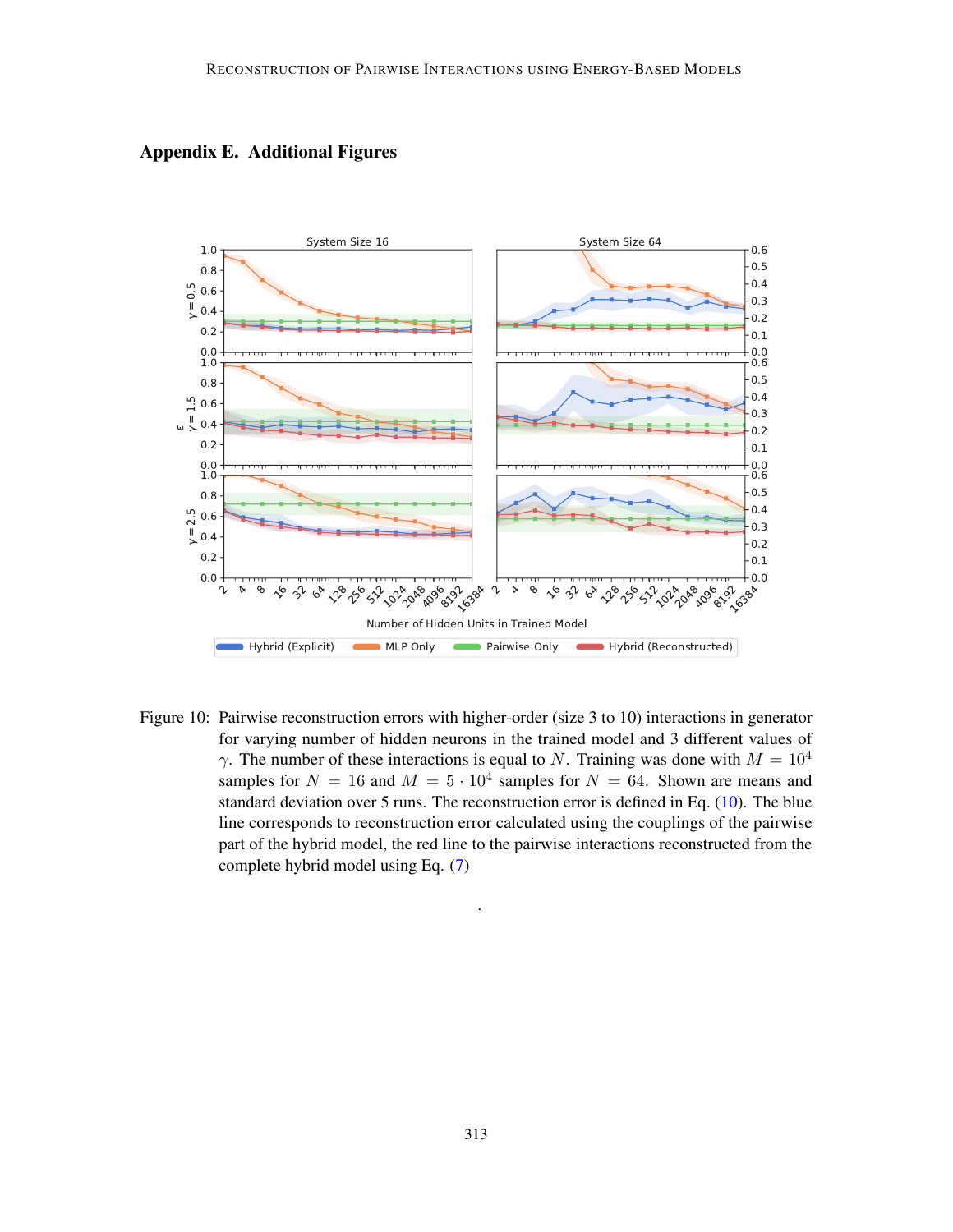## Appendix E. Additional Figures

Figure 10: Pairwise reconstruction errors with higher-order (size 3 to 10) interactions in generator for varying number of hidden neurons in the trained model and 3 different values of $\gamma$. The number of these interactions is equal to $N$. Training was done with $M = 10^4$ samples for $N = 16$ and $M = 5 \cdot 10^4$ samples for $N = 64$. Shown are means and standard deviation over 5 runs. The reconstruction error is defined in Eq. (10). The blue line corresponds to reconstruction error calculated using the couplings of the pairwise part of the hybrid model, the red line to the pairwise interactions reconstructed from the complete hybrid model using Eq. (7)

.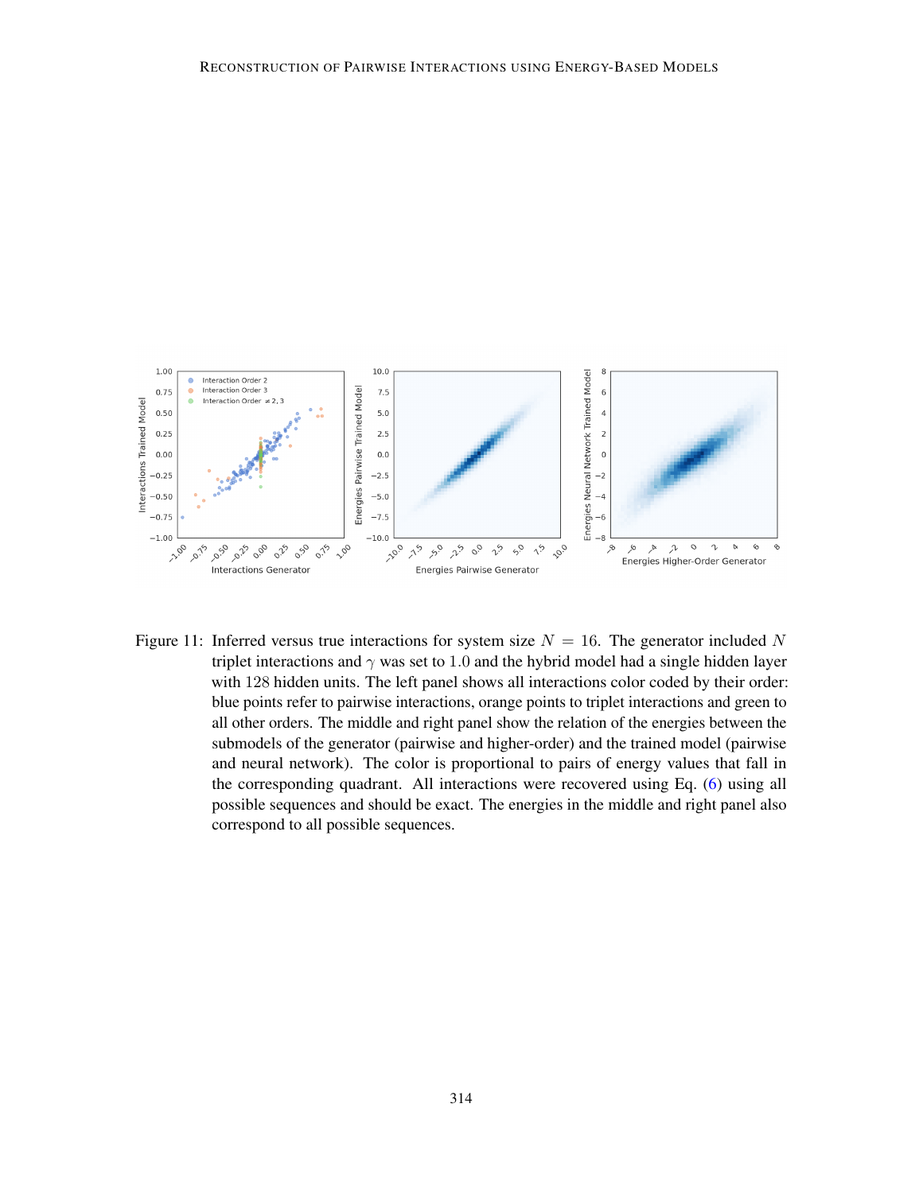Interactions Trained Model

Interaction Order 2
Interaction Order 3
Interaction Order ≠ 2, 3

1.00
0.75
0.50
0.25
0.00
−0.25
−0.50
−0.75
−1.00

−1.00 −0.75 −0.50 −0.25 0.00 0.25 0.50 0.75 1.00

Interactions Generator

Energies Pairwise Trained Model

10.0
7.5
5.0
2.5
0.0
−2.5
−5.0
−7.5
−10.0

−10.0 −7.5 −5.0 −2.5 0.0 2.5 5.0 7.5 10.0

Energies Pairwise Generator

Energies Neural Network Trained Model

8
6
4
2
0
−2
−4
−6
−8

−8 −6 −4 −2 0 2 4 6 8

Energies Higher-Order Generator

Figure 11: Inferred versus true interactions for system size $N = 16$. The generator included $N$ triplet interactions and $\gamma$ was set to $1.0$ and the hybrid model had a single hidden layer with 128 hidden units. The left panel shows all interactions color coded by their order: blue points refer to pairwise interactions, orange points to triplet interactions and green to all other orders. The middle and right panel show the relation of the energies between the submodels of the generator (pairwise and higher-order) and the trained model (pairwise and neural network). The color is proportional to pairs of energy values that fall in the corresponding quadrant. All interactions were recovered using Eq. (6) using all possible sequences and should be exact. The energies in the middle and right panel also correspond to all possible sequences.